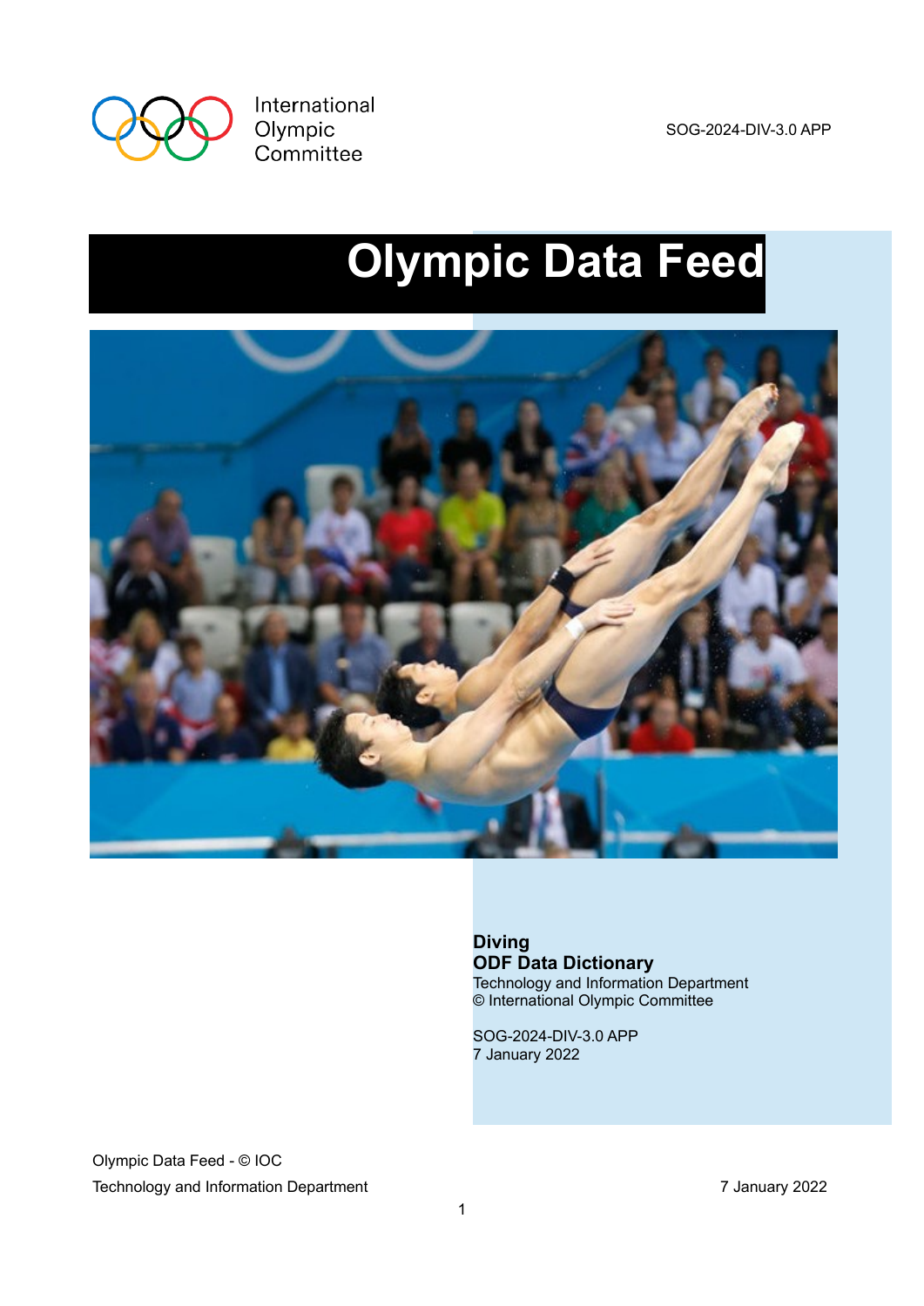International Olympic Committee

SOG-2024-DIV-3.0 APP

# Olympic Data Feed

**Diving**
**ODF Data Dictionary**
Technology and Information Department
© International Olympic Committee

SOG-2024-DIV-3.0 APP
7 January 2022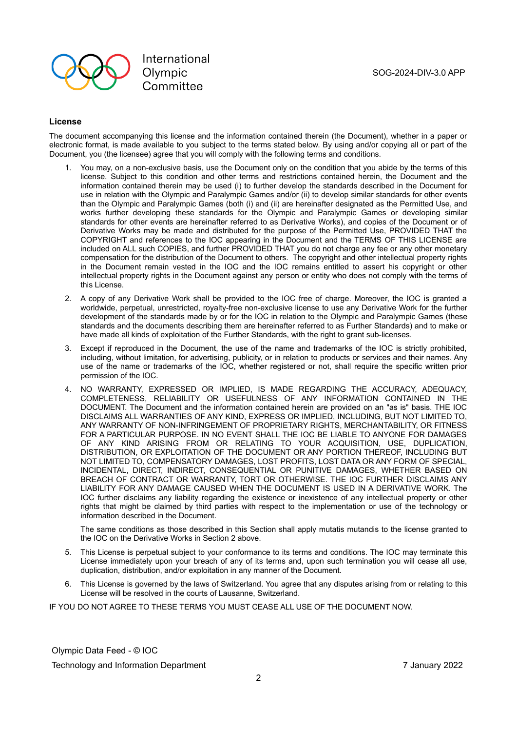## License

The document accompanying this license and the information contained therein (the Document), whether in a paper or electronic format, is made available to you subject to the terms stated below. By using and/or copying all or part of the Document, you (the licensee) agree that you will comply with the following terms and conditions.

1. You may, on a non-exclusive basis, use the Document only on the condition that you abide by the terms of this license. Subject to this condition and other terms and restrictions contained herein, the Document and the information contained therein may be used (i) to further develop the standards described in the Document for use in relation with the Olympic and Paralympic Games and/or (ii) to develop similar standards for other events than the Olympic and Paralympic Games (both (i) and (ii) are hereinafter designated as the Permitted Use, and works further developing these standards for the Olympic and Paralympic Games or developing similar standards for other events are hereinafter referred to as Derivative Works), and copies of the Document or of Derivative Works may be made and distributed for the purpose of the Permitted Use, PROVIDED THAT the COPYRIGHT and references to the IOC appearing in the Document and the TERMS OF THIS LICENSE are included on ALL such COPIES, and further PROVIDED THAT you do not charge any fee or any other monetary compensation for the distribution of the Document to others. The copyright and other intellectual property rights in the Document remain vested in the IOC and the IOC remains entitled to assert his copyright or other intellectual property rights in the Document against any person or entity who does not comply with the terms of this License.

2. A copy of any Derivative Work shall be provided to the IOC free of charge. Moreover, the IOC is granted a worldwide, perpetual, unrestricted, royalty-free non-exclusive license to use any Derivative Work for the further development of the standards made by or for the IOC in relation to the Olympic and Paralympic Games (these standards and the documents describing them are hereinafter referred to as Further Standards) and to make or have made all kinds of exploitation of the Further Standards, with the right to grant sub-licenses.

3. Except if reproduced in the Document, the use of the name and trademarks of the IOC is strictly prohibited, including, without limitation, for advertising, publicity, or in relation to products or services and their names. Any use of the name or trademarks of the IOC, whether registered or not, shall require the specific written prior permission of the IOC.

4. NO WARRANTY, EXPRESSED OR IMPLIED, IS MADE REGARDING THE ACCURACY, ADEQUACY, COMPLETENESS, RELIABILITY OR USEFULNESS OF ANY INFORMATION CONTAINED IN THE DOCUMENT. The Document and the information contained herein are provided on an "as is" basis. THE IOC DISCLAIMS ALL WARRANTIES OF ANY KIND, EXPRESS OR IMPLIED, INCLUDING, BUT NOT LIMITED TO, ANY WARRANTY OF NON-INFRINGEMENT OF PROPRIETARY RIGHTS, MERCHANTABILITY, OR FITNESS FOR A PARTICULAR PURPOSE. IN NO EVENT SHALL THE IOC BE LIABLE TO ANYONE FOR DAMAGES OF ANY KIND ARISING FROM OR RELATING TO YOUR ACQUISITION, USE, DUPLICATION, DISTRIBUTION, OR EXPLOITATION OF THE DOCUMENT OR ANY PORTION THEREOF, INCLUDING BUT NOT LIMITED TO, COMPENSATORY DAMAGES, LOST PROFITS, LOST DATA OR ANY FORM OF SPECIAL, INCIDENTAL, DIRECT, INDIRECT, CONSEQUENTIAL OR PUNITIVE DAMAGES, WHETHER BASED ON BREACH OF CONTRACT OR WARRANTY, TORT OR OTHERWISE. THE IOC FURTHER DISCLAIMS ANY LIABILITY FOR ANY DAMAGE CAUSED WHEN THE DOCUMENT IS USED IN A DERIVATIVE WORK. The IOC further disclaims any liability regarding the existence or inexistence of any intellectual property or other rights that might be claimed by third parties with respect to the implementation or use of the technology or information described in the Document.

   The same conditions as those described in this Section shall apply mutatis mutandis to the license granted to the IOC on the Derivative Works in Section 2 above.

5. This License is perpetual subject to your conformance to its terms and conditions. The IOC may terminate this License immediately upon your breach of any of its terms and, upon such termination you will cease all use, duplication, distribution, and/or exploitation in any manner of the Document.

6. This License is governed by the laws of Switzerland. You agree that any disputes arising from or relating to this License will be resolved in the courts of Lausanne, Switzerland.

IF YOU DO NOT AGREE TO THESE TERMS YOU MUST CEASE ALL USE OF THE DOCUMENT NOW.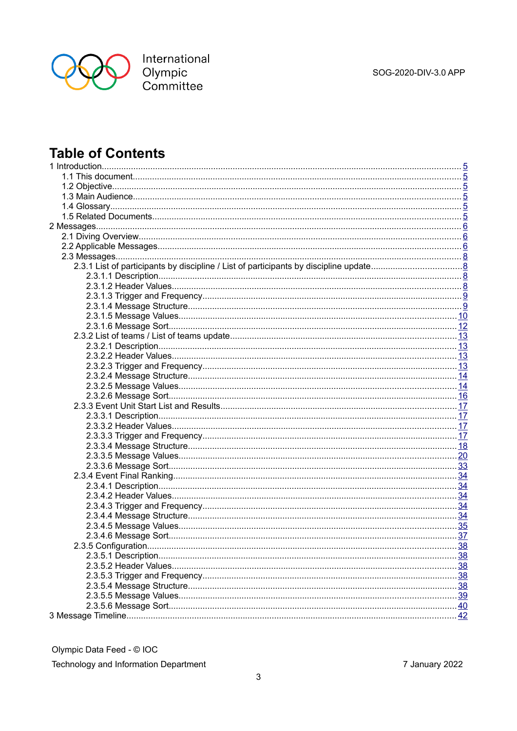# Table of Contents

1 Introduction ..... 5
  1.1 This document ..... 5
  1.2 Objective ..... 5
  1.3 Main Audience ..... 5
  1.4 Glossary ..... 5
  1.5 Related Documents ..... 5
2 Messages ..... 6
  2.1 Diving Overview ..... 6
  2.2 Applicable Messages ..... 6
  2.3 Messages ..... 8
    2.3.1 List of participants by discipline / List of participants by discipline update ..... 8
      2.3.1.1 Description ..... 8
      2.3.1.2 Header Values ..... 8
      2.3.1.3 Trigger and Frequency ..... 9
      2.3.1.4 Message Structure ..... 9
      2.3.1.5 Message Values ..... 10
      2.3.1.6 Message Sort ..... 12
    2.3.2 List of teams / List of teams update ..... 13
      2.3.2.1 Description ..... 13
      2.3.2.2 Header Values ..... 13
      2.3.2.3 Trigger and Frequency ..... 13
      2.3.2.4 Message Structure ..... 14
      2.3.2.5 Message Values ..... 14
      2.3.2.6 Message Sort ..... 16
    2.3.3 Event Unit Start List and Results ..... 17
      2.3.3.1 Description ..... 17
      2.3.3.2 Header Values ..... 17
      2.3.3.3 Trigger and Frequency ..... 17
      2.3.3.4 Message Structure ..... 18
      2.3.3.5 Message Values ..... 20
      2.3.3.6 Message Sort ..... 33
    2.3.4 Event Final Ranking ..... 34
      2.3.4.1 Description ..... 34
      2.3.4.2 Header Values ..... 34
      2.3.4.3 Trigger and Frequency ..... 34
      2.3.4.4 Message Structure ..... 34
      2.3.4.5 Message Values ..... 35
      2.3.4.6 Message Sort ..... 37
    2.3.5 Configuration ..... 38
      2.3.5.1 Description ..... 38
      2.3.5.2 Header Values ..... 38
      2.3.5.3 Trigger and Frequency ..... 38
      2.3.5.4 Message Structure ..... 38
      2.3.5.5 Message Values ..... 39
      2.3.5.6 Message Sort ..... 40
3 Message Timeline ..... 42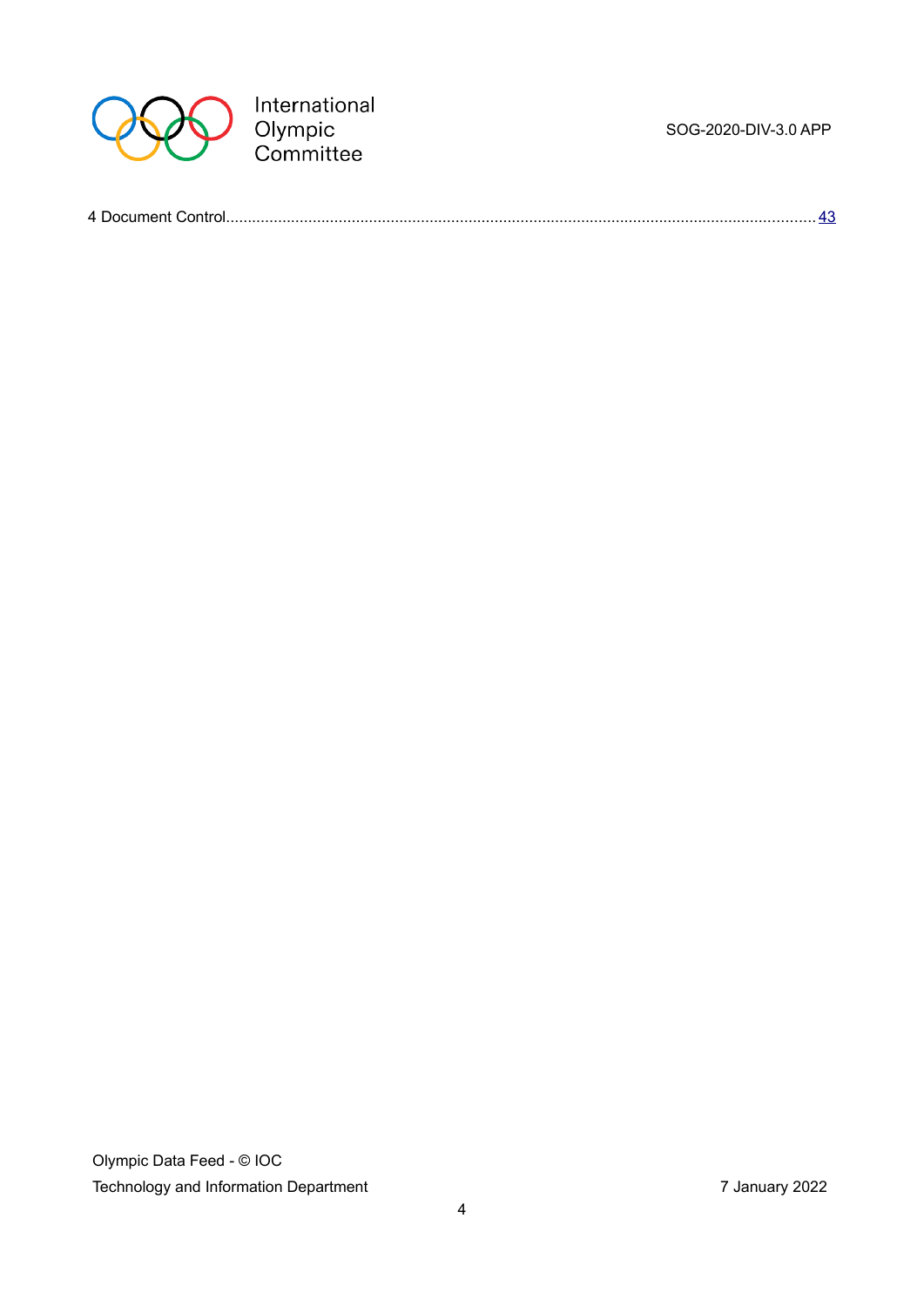4 Document Control........................................................................................................................................43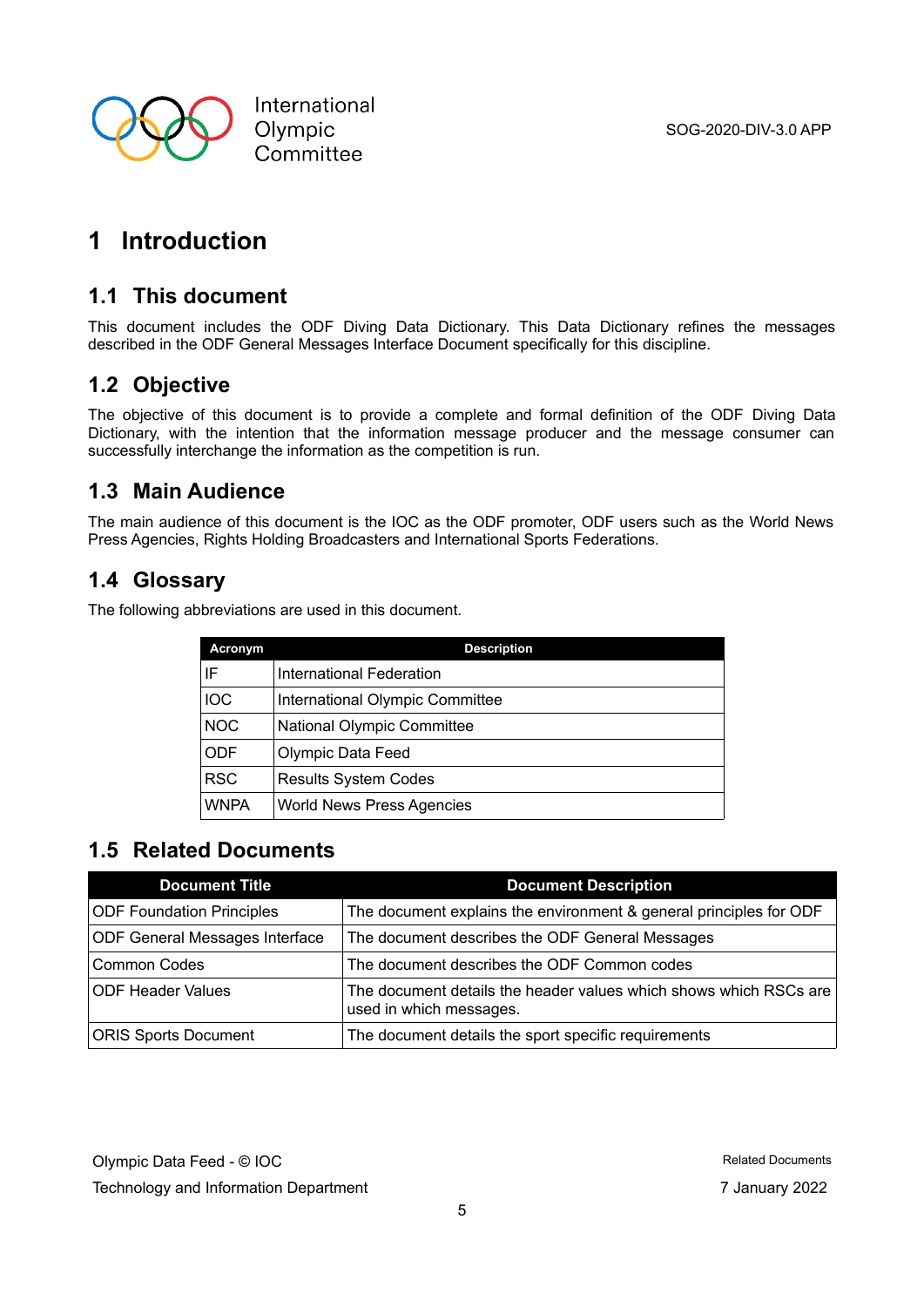# 1 Introduction

## 1.1 This document

This document includes the ODF Diving Data Dictionary. This Data Dictionary refines the messages described in the ODF General Messages Interface Document specifically for this discipline.

## 1.2 Objective

The objective of this document is to provide a complete and formal definition of the ODF Diving Data Dictionary, with the intention that the information message producer and the message consumer can successfully interchange the information as the competition is run.

## 1.3 Main Audience

The main audience of this document is the IOC as the ODF promoter, ODF users such as the World News Press Agencies, Rights Holding Broadcasters and International Sports Federations.

## 1.4 Glossary

The following abbreviations are used in this document.

| Acronym | Description |
|---|---|
| IF | International Federation |
| IOC | International Olympic Committee |
| NOC | National Olympic Committee |
| ODF | Olympic Data Feed |
| RSC | Results System Codes |
| WNPA | World News Press Agencies |

## 1.5 Related Documents

| Document Title | Document Description |
|---|---|
| ODF Foundation Principles | The document explains the environment & general principles for ODF |
| ODF General Messages Interface | The document describes the ODF General Messages |
| Common Codes | The document describes the ODF Common codes |
| ODF Header Values | The document details the header values which shows which RSCs are used in which messages. |
| ORIS Sports Document | The document details the sport specific requirements |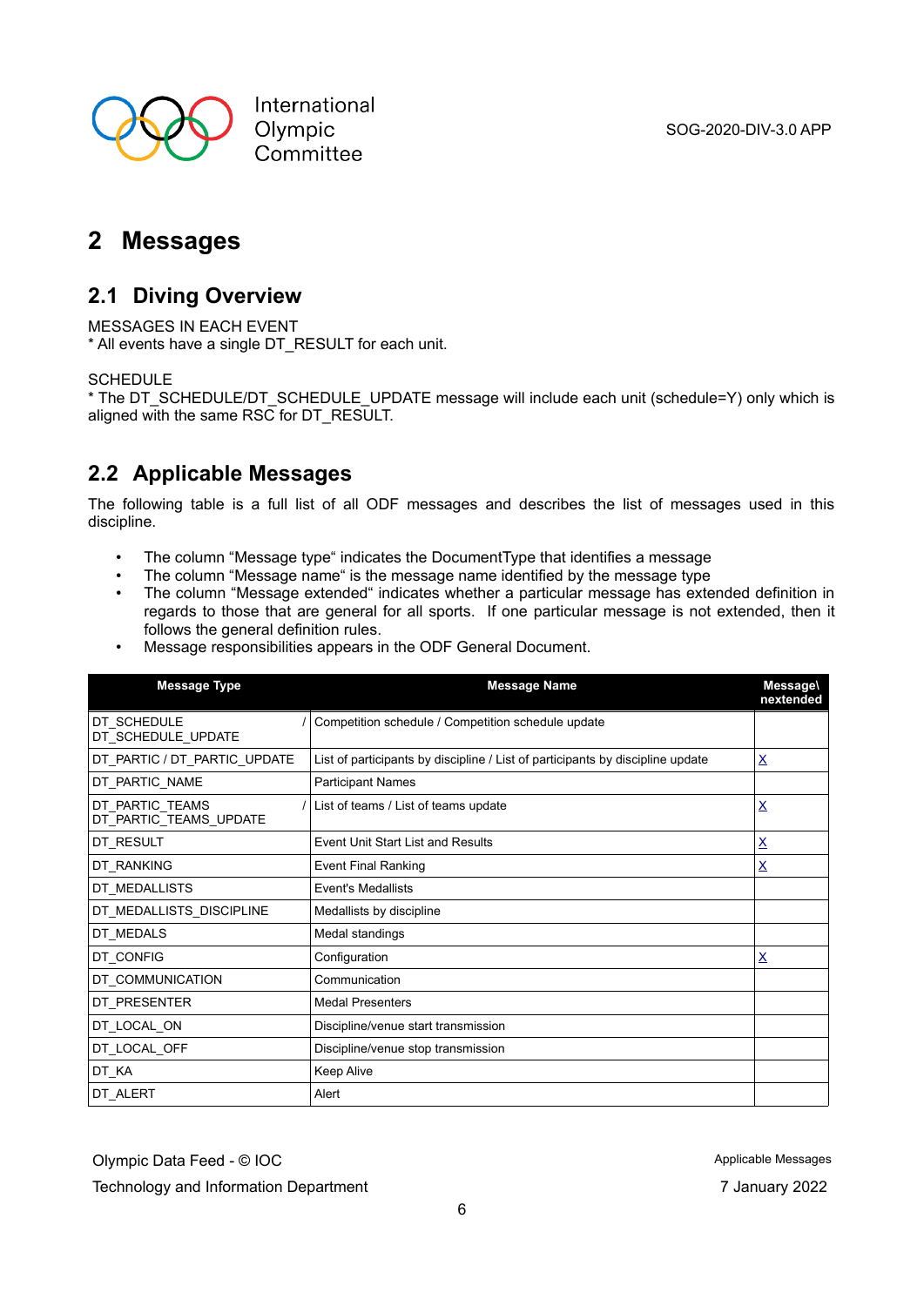# 2 Messages

## 2.1 Diving Overview

MESSAGES IN EACH EVENT
* All events have a single DT_RESULT for each unit.

SCHEDULE
* The DT_SCHEDULE/DT_SCHEDULE_UPDATE message will include each unit (schedule=Y) only which is aligned with the same RSC for DT_RESULT.

## 2.2 Applicable Messages

The following table is a full list of all ODF messages and describes the list of messages used in this discipline.

- The column "Message type" indicates the DocumentType that identifies a message
- The column "Message name" is the message name identified by the message type
- The column "Message extended" indicates whether a particular message has extended definition in regards to those that are general for all sports. If one particular message is not extended, then it follows the general definition rules.
- Message responsibilities appears in the ODF General Document.

| Message Type | Message Name | Message\ nextended |
|---|---|---|
| DT_SCHEDULE / DT_SCHEDULE_UPDATE | Competition schedule / Competition schedule update | |
| DT_PARTIC / DT_PARTIC_UPDATE | List of participants by discipline / List of participants by discipline update | X |
| DT_PARTIC_NAME | Participant Names | |
| DT_PARTIC_TEAMS / DT_PARTIC_TEAMS_UPDATE | List of teams / List of teams update | X |
| DT_RESULT | Event Unit Start List and Results | X |
| DT_RANKING | Event Final Ranking | X |
| DT_MEDALLISTS | Event's Medallists | |
| DT_MEDALLISTS_DISCIPLINE | Medallists by discipline | |
| DT_MEDALS | Medal standings | |
| DT_CONFIG | Configuration | X |
| DT_COMMUNICATION | Communication | |
| DT_PRESENTER | Medal Presenters | |
| DT_LOCAL_ON | Discipline/venue start transmission | |
| DT_LOCAL_OFF | Discipline/venue stop transmission | |
| DT_KA | Keep Alive | |
| DT_ALERT | Alert | |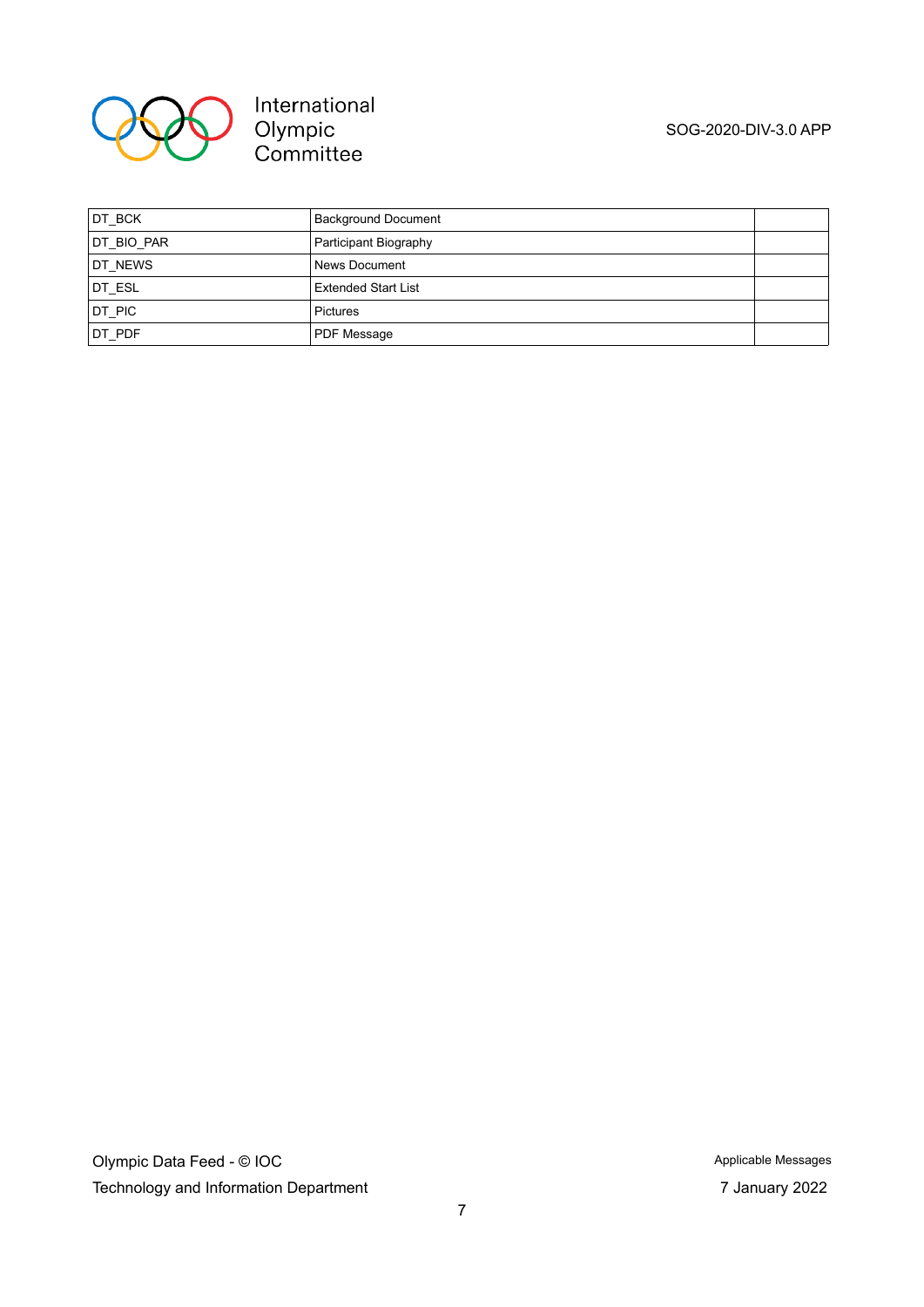| | | |
|---|---|---|
| DT_BCK | Background Document | |
| DT_BIO_PAR | Participant Biography | |
| DT_NEWS | News Document | |
| DT_ESL | Extended Start List | |
| DT_PIC | Pictures | |
| DT_PDF | PDF Message | |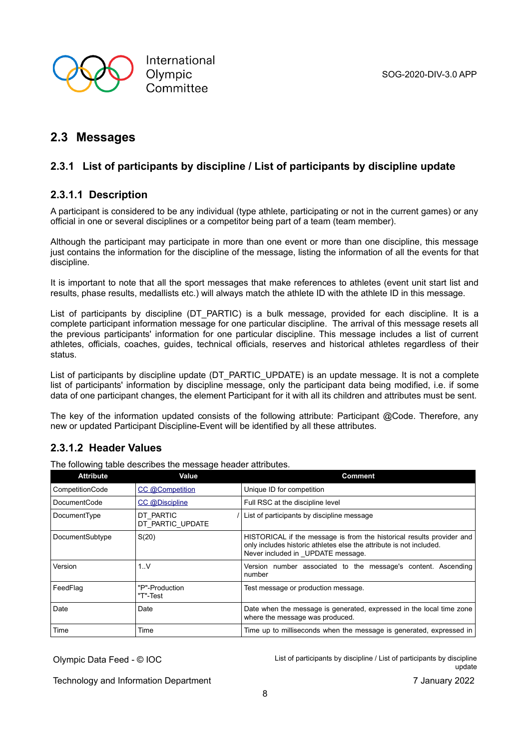## 2.3 Messages

### 2.3.1 List of participants by discipline / List of participants by discipline update

#### 2.3.1.1 Description

A participant is considered to be any individual (type athlete, participating or not in the current games) or any official in one or several disciplines or a competitor being part of a team (team member).

Although the participant may participate in more than one event or more than one discipline, this message just contains the information for the discipline of the message, listing the information of all the events for that discipline.

It is important to note that all the sport messages that make references to athletes (event unit start list and results, phase results, medallists etc.) will always match the athlete ID with the athlete ID in this message.

List of participants by discipline (DT_PARTIC) is a bulk message, provided for each discipline. It is a complete participant information message for one particular discipline. The arrival of this message resets all the previous participants' information for one particular discipline. This message includes a list of current athletes, officials, coaches, guides, technical officials, reserves and historical athletes regardless of their status.

List of participants by discipline update (DT_PARTIC_UPDATE) is an update message. It is not a complete list of participants' information by discipline message, only the participant data being modified, i.e. if some data of one participant changes, the element Participant for it with all its children and attributes must be sent.

The key of the information updated consists of the following attribute: Participant @Code. Therefore, any new or updated Participant Discipline-Event will be identified by all these attributes.

#### 2.3.1.2 Header Values

The following table describes the message header attributes.

| Attribute | Value | Comment |
|---|---|---|
| CompetitionCode | CC @Competition | Unique ID for competition |
| DocumentCode | CC @Discipline | Full RSC at the discipline level |
| DocumentType | DT_PARTIC / DT_PARTIC_UPDATE | List of participants by discipline message |
| DocumentSubtype | S(20) | HISTORICAL if the message is from the historical results provider and only includes historic athletes else the attribute is not included. Never included in _UPDATE message. |
| Version | 1..V | Version number associated to the message's content. Ascending number |
| FeedFlag | "P"-Production "T"-Test | Test message or production message. |
| Date | Date | Date when the message is generated, expressed in the local time zone where the message was produced. |
| Time | Time | Time up to milliseconds when the message is generated, expressed in |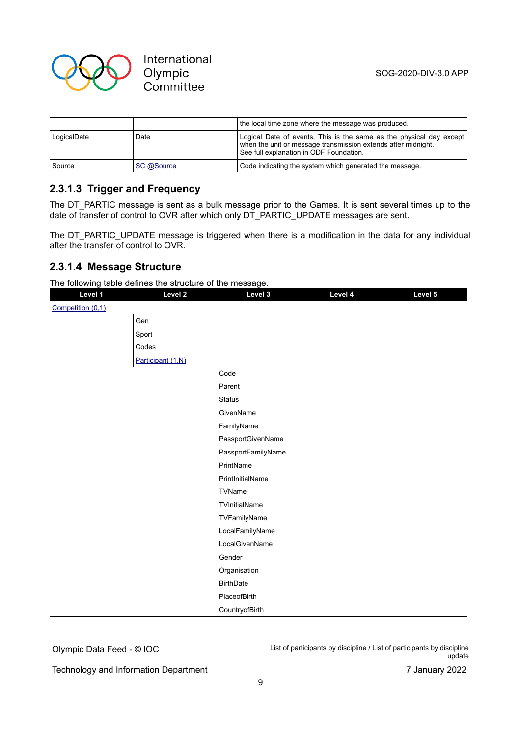| | | the local time zone where the message was produced. |
|---|---|---|
| LogicalDate | Date | Logical Date of events. This is the same as the physical day except when the unit or message transmission extends after midnight. See full explanation in ODF Foundation. |
| Source | SC @Source | Code indicating the system which generated the message. |

### 2.3.1.3 Trigger and Frequency

The DT_PARTIC message is sent as a bulk message prior to the Games. It is sent several times up to the date of transfer of control to OVR after which only DT_PARTIC_UPDATE messages are sent.

The DT_PARTIC_UPDATE message is triggered when there is a modification in the data for any individual after the transfer of control to OVR.

### 2.3.1.4 Message Structure

The following table defines the structure of the message.

| Level 1 | Level 2 | Level 3 | Level 4 | Level 5 |
|---|---|---|---|---|
| Competition (0,1) | | | | |
| | Gen | | | |
| | Sport | | | |
| | Codes | | | |
| | Participant (1,N) | | | |
| | | Code | | |
| | | Parent | | |
| | | Status | | |
| | | GivenName | | |
| | | FamilyName | | |
| | | PassportGivenName | | |
| | | PassportFamilyName | | |
| | | PrintName | | |
| | | PrintInitialName | | |
| | | TVName | | |
| | | TVInitialName | | |
| | | TVFamilyName | | |
| | | LocalFamilyName | | |
| | | LocalGivenName | | |
| | | Gender | | |
| | | Organisation | | |
| | | BirthDate | | |
| | | PlaceofBirth | | |
| | | CountryofBirth | | |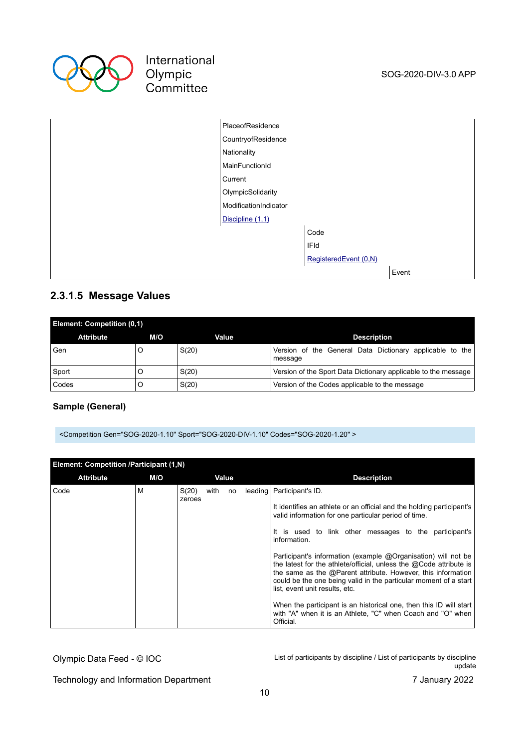| | | | |
|---|---|---|---|
| | PlaceofResidence | | |
| | CountryofResidence | | |
| | Nationality | | |
| | MainFunctionId | | |
| | Current | | |
| | OlympicSolidarity | | |
| | ModificationIndicator | | |
| | Discipline (1,1) | | |
| | | Code | |
| | | IFId | |
| | | RegisteredEvent (0,N) | |
| | | | Event |

### 2.3.1.5 Message Values

| Element: Competition (0,1) | | | |
|---|---|---|---|
| **Attribute** | **M/O** | **Value** | **Description** |
| Gen | O | S(20) | Version of the General Data Dictionary applicable to the message |
| Sport | O | S(20) | Version of the Sport Data Dictionary applicable to the message |
| Codes | O | S(20) | Version of the Codes applicable to the message |

**Sample (General)**

```
<Competition Gen="SOG-2020-1.10" Sport="SOG-2020-DIV-1.10" Codes="SOG-2020-1.20" >
```

| Element: Competition /Participant (1,N) | | | |
|---|---|---|---|
| **Attribute** | **M/O** | **Value** | **Description** |
| Code | M | S(20) with no leading zeroes | Participant's ID.<br><br>It identifies an athlete or an official and the holding participant's valid information for one particular period of time.<br><br>It is used to link other messages to the participant's information.<br><br>Participant's information (example @Organisation) will not be the latest for the athlete/official, unless the @Code attribute is the same as the @Parent attribute. However, this information could be the one being valid in the particular moment of a start list, event unit results, etc.<br><br>When the participant is an historical one, then this ID will start with "A" when it is an Athlete, "C" when Coach and "O" when Official. |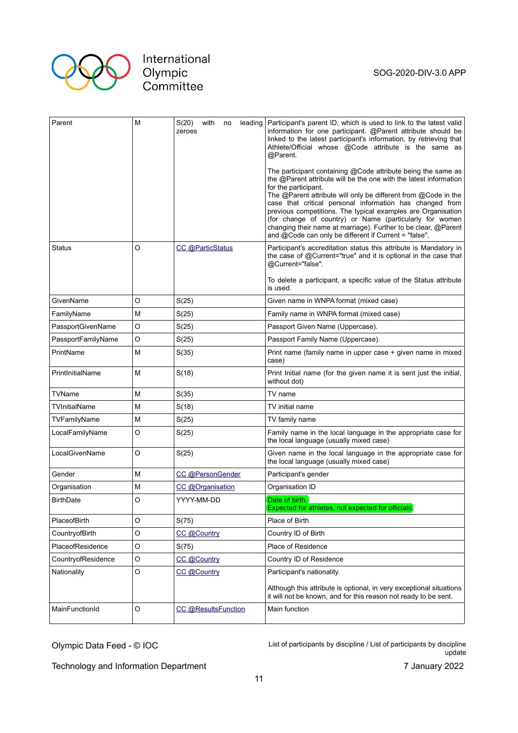| Parent | M | S(20) with no leading zeroes | Participant's parent ID, which is used to link to the latest valid information for one participant. @Parent attribute should be linked to the latest participant's information, by retrieving that Athlete/Official whose @Code attribute is the same as @Parent.<br><br>The participant containing @Code attribute being the same as the @Parent attribute will be the one with the latest information for the participant.<br>The @Parent attribute will only be different from @Code in the case that critical personal information has changed from previous competitions. The typical examples are Organisation (for change of country) or Name (particularly for women changing their name at marriage). Further to be clear, @Parent and @Code can only be different if Current = "false". |
|---|---|---|---|
| Status | O | CC @ParticStatus | Participant's accreditation status this attribute is Mandatory in the case of @Current="true" and it is optional in the case that @Current="false".<br><br>To delete a participant, a specific value of the Status attribute is used. |
| GivenName | O | S(25) | Given name in WNPA format (mixed case) |
| FamilyName | M | S(25) | Family name in WNPA format (mixed case) |
| PassportGivenName | O | S(25) | Passport Given Name (Uppercase). |
| PassportFamilyName | O | S(25) | Passport Family Name (Uppercase). |
| PrintName | M | S(35) | Print name (family name in upper case + given name in mixed case) |
| PrintInitialName | M | S(18) | Print Initial name (for the given name it is sent just the initial, without dot) |
| TVName | M | S(35) | TV name |
| TVInitialName | M | S(18) | TV initial name |
| TVFamilyName | M | S(25) | TV family name |
| LocalFamilyName | O | S(25) | Family name in the local language in the appropriate case for the local language (usually mixed case) |
| LocalGivenName | O | S(25) | Given name in the local language in the appropriate case for the local language (usually mixed case) |
| Gender | M | CC @PersonGender | Participant's gender |
| Organisation | M | CC @Organisation | Organisation ID |
| BirthDate | O | YYYY-MM-DD | Date of birth.<br>Expected for athletes, not expected for officials. |
| PlaceofBirth | O | S(75) | Place of Birth |
| CountryofBirth | O | CC @Country | Country ID of Birth |
| PlaceofResidence | O | S(75) | Place of Residence |
| CountryofResidence | O | CC @Country | Country ID of Residence |
| Nationality | O | CC @Country | Participant's nationality.<br><br>Although this attribute is optional, in very exceptional situations it will not be known, and for this reason not ready to be sent. |
| MainFunctionId | O | CC @ResultsFunction | Main function |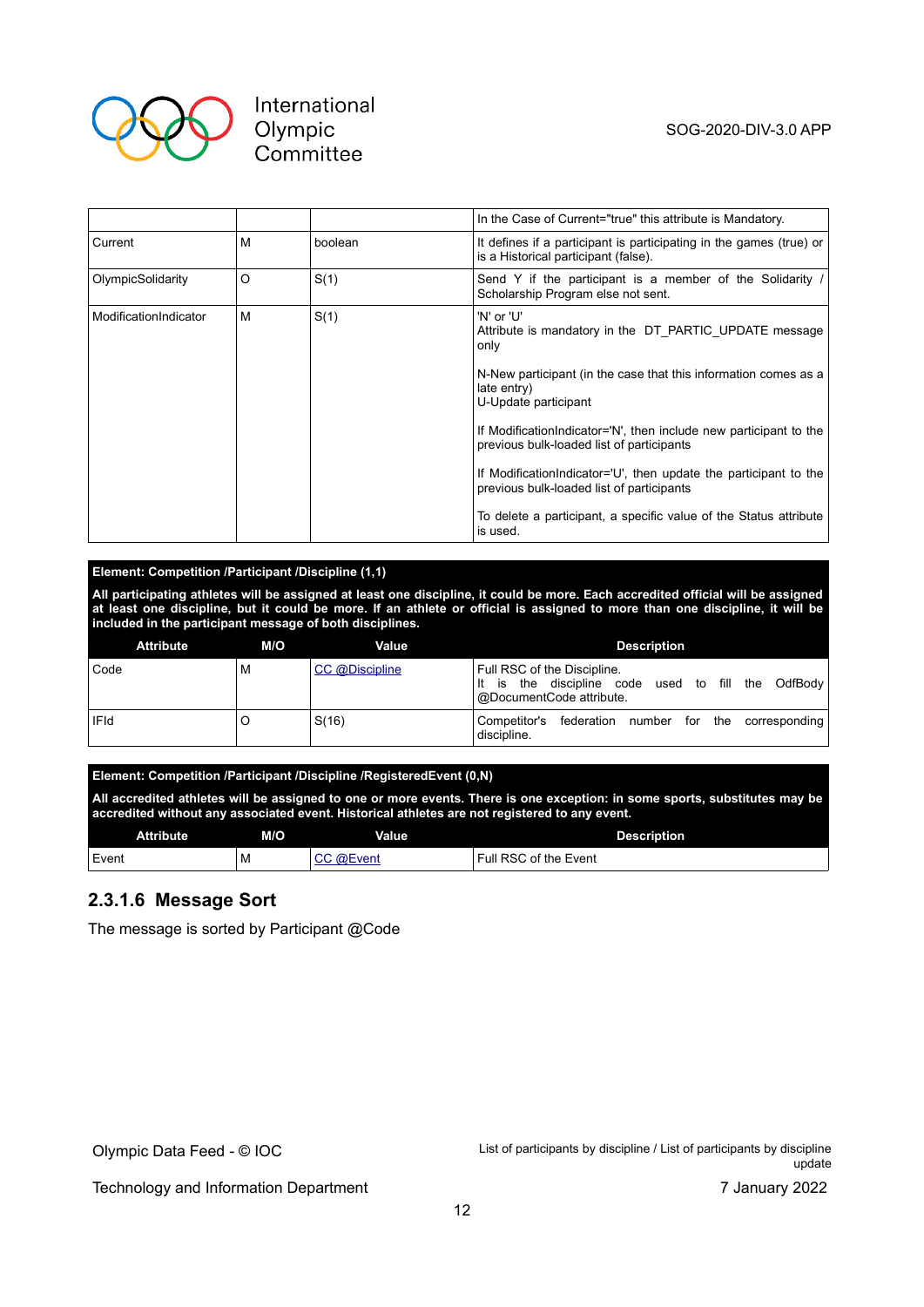| | | | In the Case of Current="true" this attribute is Mandatory. |
|---|---|---|---|
| Current | M | boolean | It defines if a participant is participating in the games (true) or is a Historical participant (false). |
| OlympicSolidarity | O | S(1) | Send Y if the participant is a member of the Solidarity / Scholarship Program else not sent. |
| ModificationIndicator | M | S(1) | 'N' or 'U'<br>Attribute is mandatory in the DT_PARTIC_UPDATE message only<br><br>N-New participant (in the case that this information comes as a late entry)<br>U-Update participant<br><br>If ModificationIndicator='N', then include new participant to the previous bulk-loaded list of participants<br><br>If ModificationIndicator='U', then update the participant to the previous bulk-loaded list of participants<br><br>To delete a participant, a specific value of the Status attribute is used. |

**Element: Competition /Participant /Discipline (1,1)**

**All participating athletes will be assigned at least one discipline, it could be more. Each accredited official will be assigned at least one discipline, but it could be more. If an athlete or official is assigned to more than one discipline, it will be included in the participant message of both disciplines.**

| Attribute | M/O | Value | Description |
|---|---|---|---|
| Code | M | CC @Discipline | Full RSC of the Discipline.<br>It is the discipline code used to fill the OdfBody @DocumentCode attribute. |
| IFId | O | S(16) | Competitor's federation number for the corresponding discipline. |

**Element: Competition /Participant /Discipline /RegisteredEvent (0,N)**

**All accredited athletes will be assigned to one or more events. There is one exception: in some sports, substitutes may be accredited without any associated event. Historical athletes are not registered to any event.**

| Attribute | M/O | Value | Description |
|---|---|---|---|
| Event | M | CC @Event | Full RSC of the Event |

### 2.3.1.6 Message Sort

The message is sorted by Participant @Code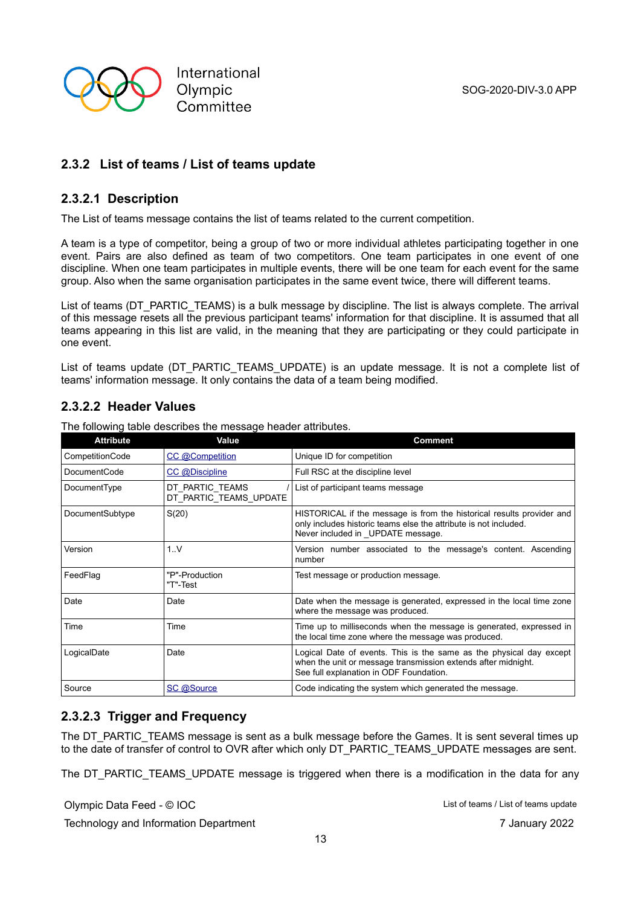## 2.3.2 List of teams / List of teams update

### 2.3.2.1 Description

The List of teams message contains the list of teams related to the current competition.

A team is a type of competitor, being a group of two or more individual athletes participating together in one event. Pairs are also defined as team of two competitors. One team participates in one event of one discipline. When one team participates in multiple events, there will be one team for each event for the same group. Also when the same organisation participates in the same event twice, there will different teams.

List of teams (DT_PARTIC_TEAMS) is a bulk message by discipline. The list is always complete. The arrival of this message resets all the previous participant teams' information for that discipline. It is assumed that all teams appearing in this list are valid, in the meaning that they are participating or they could participate in one event.

List of teams update (DT_PARTIC_TEAMS_UPDATE) is an update message. It is not a complete list of teams' information message. It only contains the data of a team being modified.

### 2.3.2.2 Header Values

The following table describes the message header attributes.

| Attribute | Value | Comment |
|---|---|---|
| CompetitionCode | CC @Competition | Unique ID for competition |
| DocumentCode | CC @Discipline | Full RSC at the discipline level |
| DocumentType | DT_PARTIC_TEAMS / DT_PARTIC_TEAMS_UPDATE | List of participant teams message |
| DocumentSubtype | S(20) | HISTORICAL if the message is from the historical results provider and only includes historic teams else the attribute is not included. Never included in _UPDATE message. |
| Version | 1..V | Version number associated to the message's content. Ascending number |
| FeedFlag | "P"-Production "T"-Test | Test message or production message. |
| Date | Date | Date when the message is generated, expressed in the local time zone where the message was produced. |
| Time | Time | Time up to milliseconds when the message is generated, expressed in the local time zone where the message was produced. |
| LogicalDate | Date | Logical Date of events. This is the same as the physical day except when the unit or message transmission extends after midnight. See full explanation in ODF Foundation. |
| Source | SC @Source | Code indicating the system which generated the message. |

### 2.3.2.3 Trigger and Frequency

The DT_PARTIC_TEAMS message is sent as a bulk message before the Games. It is sent several times up to the date of transfer of control to OVR after which only DT_PARTIC_TEAMS_UPDATE messages are sent.

The DT_PARTIC_TEAMS_UPDATE message is triggered when there is a modification in the data for any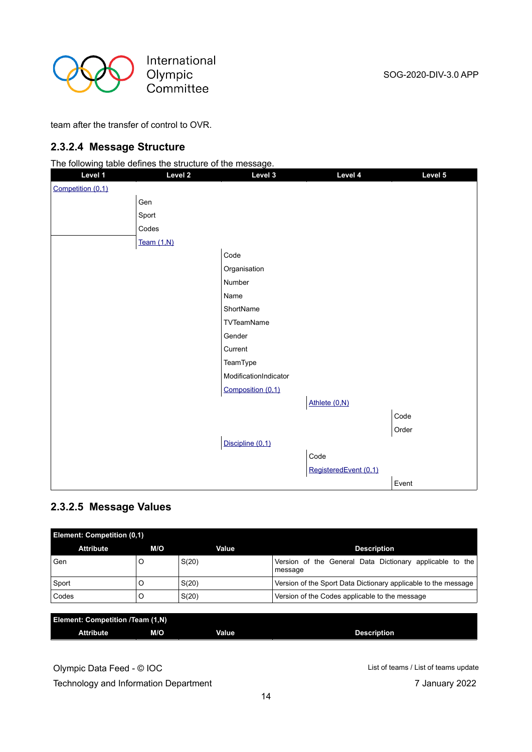team after the transfer of control to OVR.

### 2.3.2.4 Message Structure

The following table defines the structure of the message.

| Level 1 | Level 2 | Level 3 | Level 4 | Level 5 |
|---|---|---|---|---|
| Competition (0,1) | | | | |
| | Gen | | | |
| | Sport | | | |
| | Codes | | | |
| | Team (1,N) | | | |
| | | Code | | |
| | | Organisation | | |
| | | Number | | |
| | | Name | | |
| | | ShortName | | |
| | | TVTeamName | | |
| | | Gender | | |
| | | Current | | |
| | | TeamType | | |
| | | ModificationIndicator | | |
| | | Composition (0,1) | | |
| | | | Athlete (0,N) | |
| | | | | Code |
| | | | | Order |
| | | Discipline (0,1) | | |
| | | | Code | |
| | | | RegisteredEvent (0,1) | |
| | | | | Event |

### 2.3.2.5 Message Values

**Element: Competition (0,1)**

| Attribute | M/O | Value | Description |
|---|---|---|---|
| Gen | O | S(20) | Version of the General Data Dictionary applicable to the message |
| Sport | O | S(20) | Version of the Sport Data Dictionary applicable to the message |
| Codes | O | S(20) | Version of the Codes applicable to the message |

**Element: Competition /Team (1,N)**

| Attribute | M/O | Value | Description |
|---|---|---|---|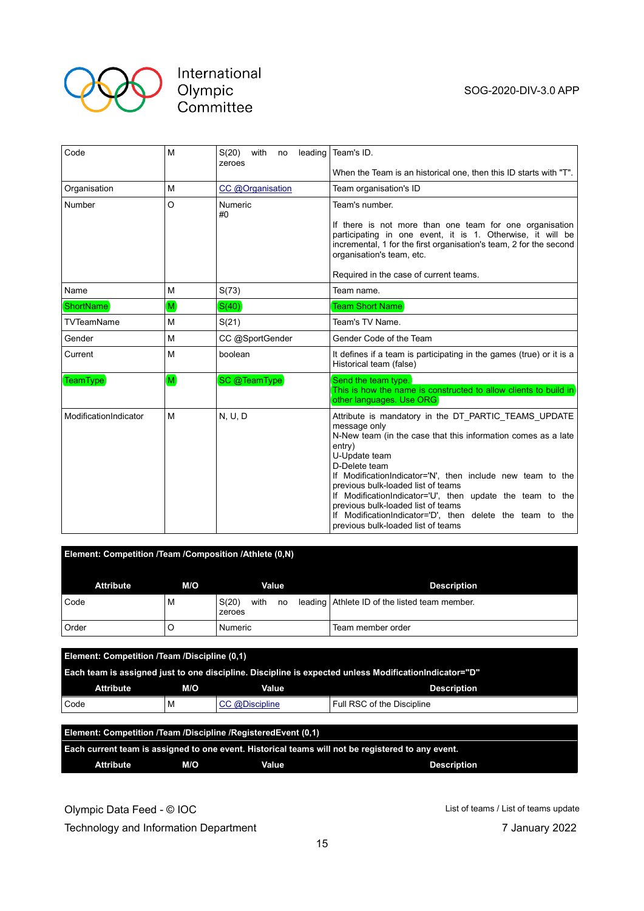| Code | M | S(20) with no leading zeroes | Team's ID.<br><br>When the Team is an historical one, then this ID starts with "T". |
|---|---|---|---|
| Organisation | M | CC @Organisation | Team organisation's ID |
| Number | O | Numeric<br>#0 | Team's number.<br><br>If there is not more than one team for one organisation participating in one event, it is 1. Otherwise, it will be incremental, 1 for the first organisation's team, 2 for the second organisation's team, etc.<br><br>Required in the case of current teams. |
| Name | M | S(73) | Team name. |
| ShortName | M | S(40) | Team Short Name |
| TVTeamName | M | S(21) | Team's TV Name. |
| Gender | M | CC @SportGender | Gender Code of the Team |
| Current | M | boolean | It defines if a team is participating in the games (true) or it is a Historical team (false) |
| TeamType | M | SC @TeamType | Send the team type.<br>This is how the name is constructed to allow clients to build in other languages. Use ORG |
| ModificationIndicator | M | N, U, D | Attribute is mandatory in the DT_PARTIC_TEAMS_UPDATE message only<br>N-New team (in the case that this information comes as a late entry)<br>U-Update team<br>D-Delete team<br>If ModificationIndicator='N', then include new team to the previous bulk-loaded list of teams<br>If ModificationIndicator='U', then update the team to the previous bulk-loaded list of teams<br>If ModificationIndicator='D', then delete the team to the previous bulk-loaded list of teams |

**Element: Competition /Team /Composition /Athlete (0,N)**

| Attribute | M/O | Value | Description |
|---|---|---|---|
| Code | M | S(20) with no leading zeroes | Athlete ID of the listed team member. |
| Order | O | Numeric | Team member order |

**Element: Competition /Team /Discipline (0,1)**

**Each team is assigned just to one discipline. Discipline is expected unless ModificationIndicator="D"**

| Attribute | M/O | Value | Description |
|---|---|---|---|
| Code | M | CC @Discipline | Full RSC of the Discipline |

**Element: Competition /Team /Discipline /RegisteredEvent (0,1)**

**Each current team is assigned to one event. Historical teams will not be registered to any event.**

| Attribute | M/O | Value | Description |
|---|---|---|---|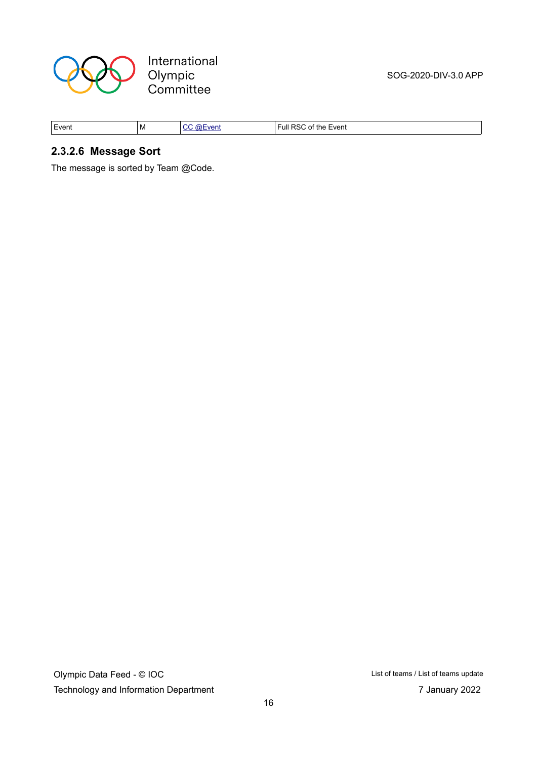| Event | M | CC @Event | Full RSC of the Event |
|---|---|---|---|

### 2.3.2.6 Message Sort

The message is sorted by Team @Code.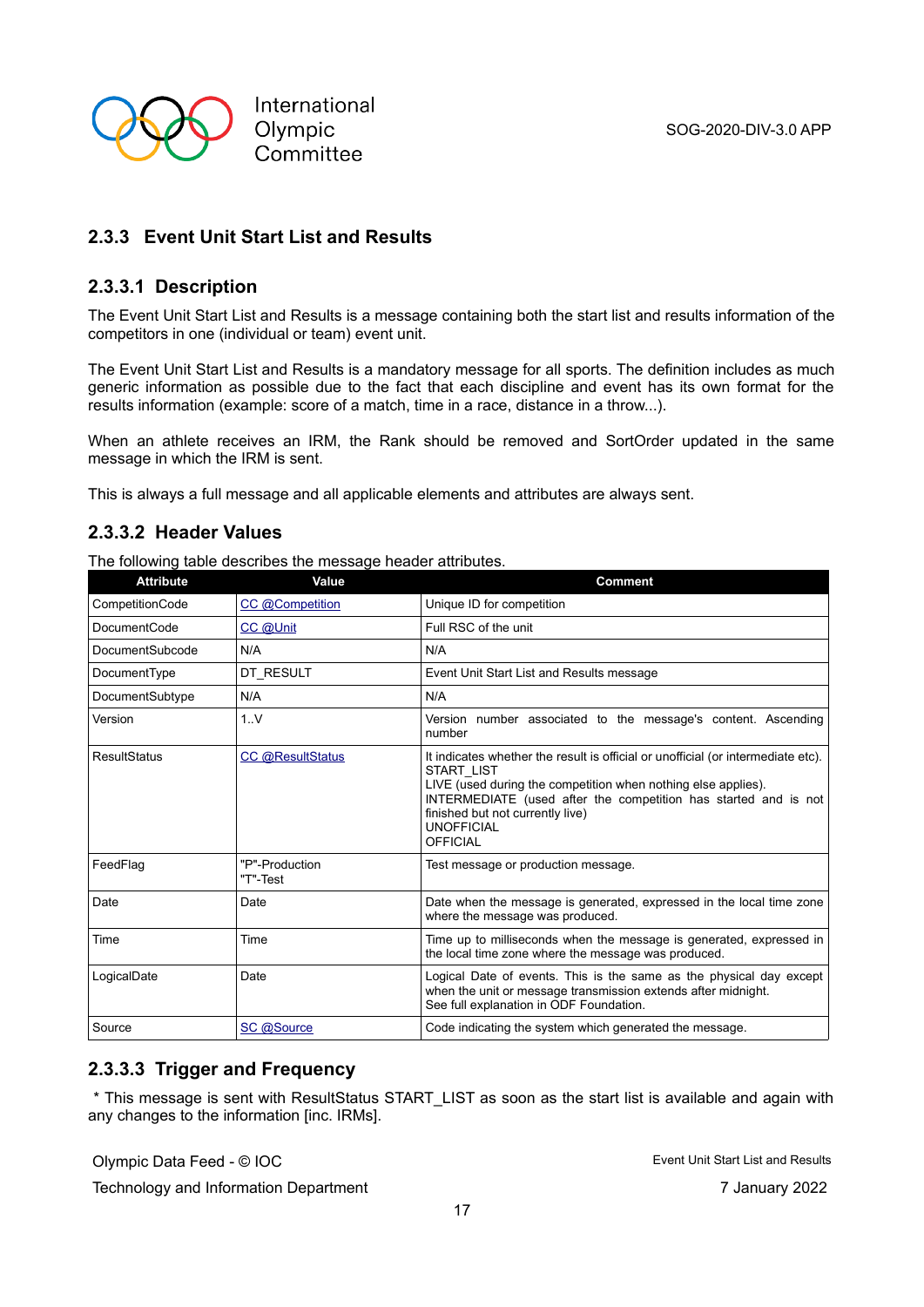### 2.3.3 Event Unit Start List and Results

#### 2.3.3.1 Description

The Event Unit Start List and Results is a message containing both the start list and results information of the competitors in one (individual or team) event unit.

The Event Unit Start List and Results is a mandatory message for all sports. The definition includes as much generic information as possible due to the fact that each discipline and event has its own format for the results information (example: score of a match, time in a race, distance in a throw...).

When an athlete receives an IRM, the Rank should be removed and SortOrder updated in the same message in which the IRM is sent.

This is always a full message and all applicable elements and attributes are always sent.

#### 2.3.3.2 Header Values

The following table describes the message header attributes.

| Attribute | Value | Comment |
|---|---|---|
| CompetitionCode | CC @Competition | Unique ID for competition |
| DocumentCode | CC @Unit | Full RSC of the unit |
| DocumentSubcode | N/A | N/A |
| DocumentType | DT_RESULT | Event Unit Start List and Results message |
| DocumentSubtype | N/A | N/A |
| Version | 1..V | Version number associated to the message's content. Ascending number |
| ResultStatus | CC @ResultStatus | It indicates whether the result is official or unofficial (or intermediate etc).<br>START_LIST<br>LIVE (used during the competition when nothing else applies).<br>INTERMEDIATE (used after the competition has started and is not finished but not currently live)<br>UNOFFICIAL<br>OFFICIAL |
| FeedFlag | "P"-Production<br>"T"-Test | Test message or production message. |
| Date | Date | Date when the message is generated, expressed in the local time zone where the message was produced. |
| Time | Time | Time up to milliseconds when the message is generated, expressed in the local time zone where the message was produced. |
| LogicalDate | Date | Logical Date of events. This is the same as the physical day except when the unit or message transmission extends after midnight.<br>See full explanation in ODF Foundation. |
| Source | SC @Source | Code indicating the system which generated the message. |

#### 2.3.3.3 Trigger and Frequency

\* This message is sent with ResultStatus START_LIST as soon as the start list is available and again with any changes to the information [inc. IRMs].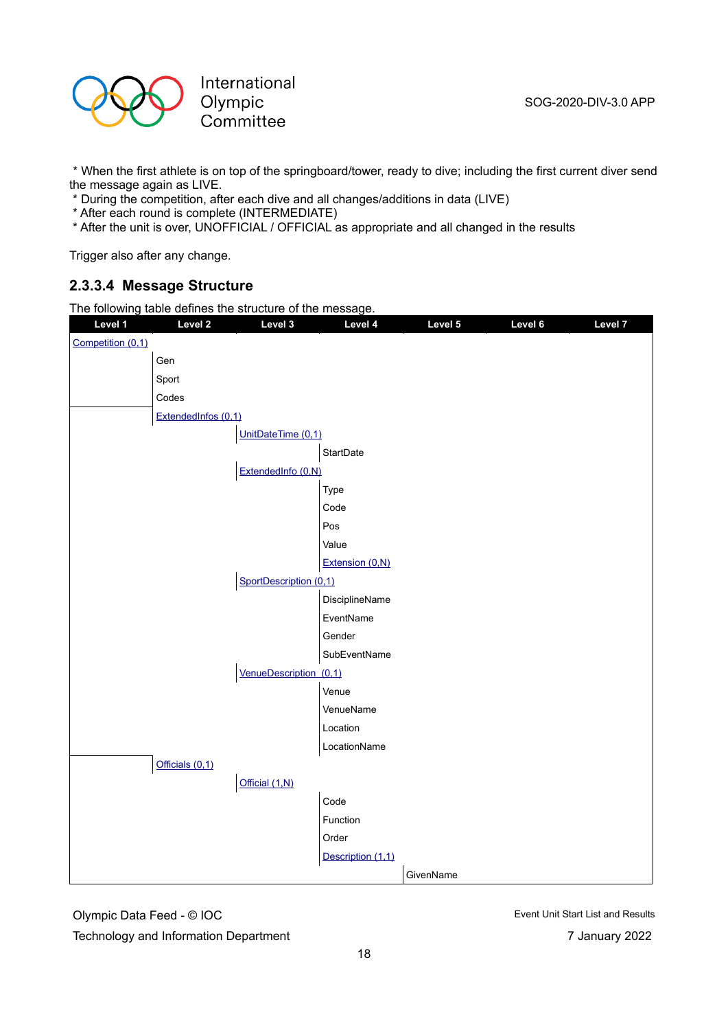* When the first athlete is on top of the springboard/tower, ready to dive; including the first current diver send the message again as LIVE.
* During the competition, after each dive and all changes/additions in data (LIVE)
* After each round is complete (INTERMEDIATE)
* After the unit is over, UNOFFICIAL / OFFICIAL as appropriate and all changed in the results

Trigger also after any change.

### 2.3.3.4 Message Structure

The following table defines the structure of the message.

| Level 1 | Level 2 | Level 3 | Level 4 | Level 5 | Level 6 | Level 7 |
|---|---|---|---|---|---|---|
| Competition (0,1) | | | | | | |
| | Gen | | | | | |
| | Sport | | | | | |
| | Codes | | | | | |
| | ExtendedInfos (0,1) | | | | | |
| | | UnitDateTime (0,1) | | | | |
| | | | StartDate | | | |
| | | ExtendedInfo (0,N) | | | | |
| | | | Type | | | |
| | | | Code | | | |
| | | | Pos | | | |
| | | | Value | | | |
| | | | Extension (0,N) | | | |
| | | SportDescription (0,1) | | | | |
| | | | DisciplineName | | | |
| | | | EventName | | | |
| | | | Gender | | | |
| | | | SubEventName | | | |
| | | VenueDescription (0,1) | | | | |
| | | | Venue | | | |
| | | | VenueName | | | |
| | | | Location | | | |
| | | | LocationName | | | |
| | Officials (0,1) | | | | | |
| | | Official (1,N) | | | | |
| | | | Code | | | |
| | | | Function | | | |
| | | | Order | | | |
| | | | Description (1,1) | | | |
| | | | | GivenName | | |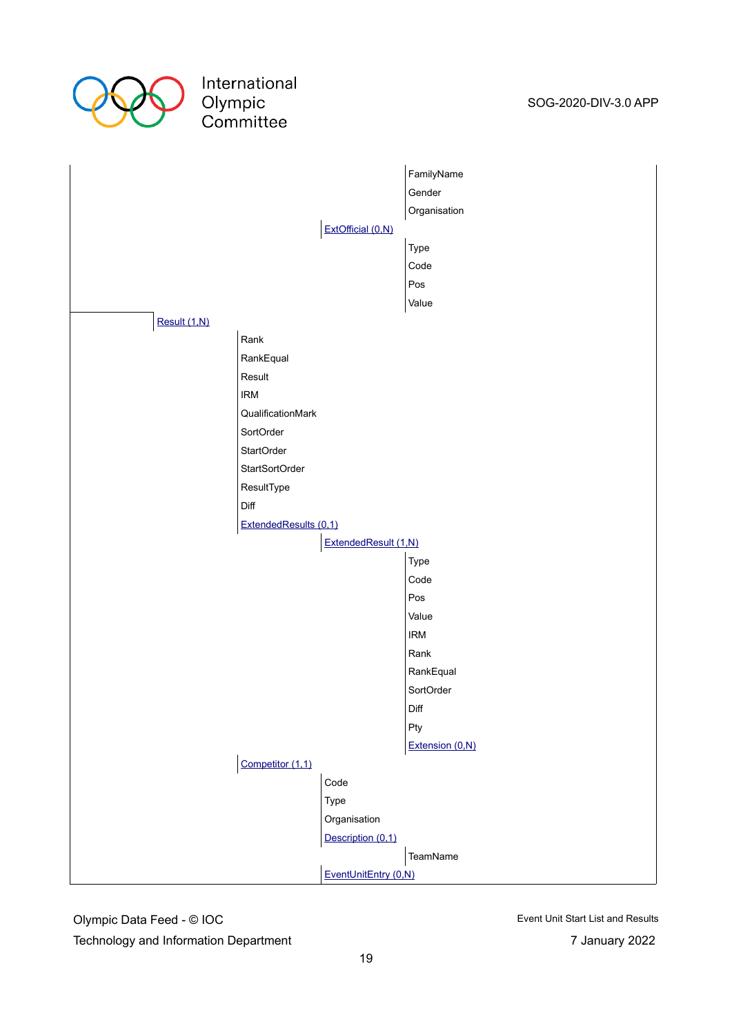- FamilyName
- Gender
- Organisation

ExtOfficial (0,N)

- Type
- Code
- Pos
- Value

Result (1,N)

- Rank
- RankEqual
- Result
- IRM
- QualificationMark
- SortOrder
- StartOrder
- StartSortOrder
- ResultType
- Diff
- ExtendedResults (0,1)
  - ExtendedResult (1,N)
    - Type
    - Code
    - Pos
    - Value
    - IRM
    - Rank
    - RankEqual
    - SortOrder
    - Diff
    - Pty
    - Extension (0,N)
- Competitor (1,1)
  - Code
  - Type
  - Organisation
  - Description (0,1)
    - TeamName
  - EventUnitEntry (0,N)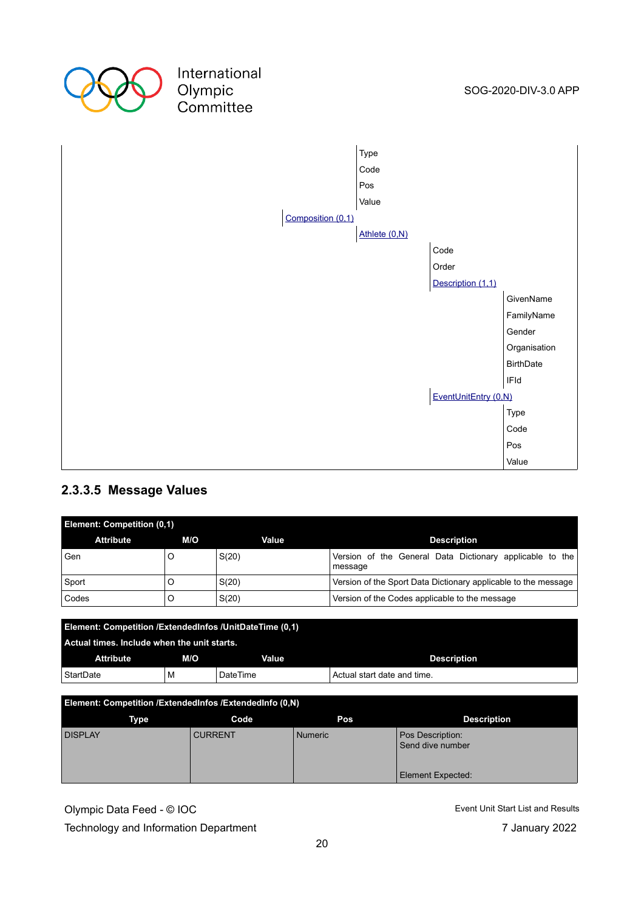| | | | | |
|---|---|---|---|---|
| | | Type | | |
| | | Code | | |
| | | Pos | | |
| | | Value | | |
| | Composition (0,1) | | | |
| | | Athlete (0,N) | | |
| | | | Code | |
| | | | Order | |
| | | | Description (1,1) | |
| | | | | GivenName |
| | | | | FamilyName |
| | | | | Gender |
| | | | | Organisation |
| | | | | BirthDate |
| | | | | IFId |
| | | | EventUnitEntry (0,N) | |
| | | | | Type |
| | | | | Code |
| | | | | Pos |
| | | | | Value |

### 2.3.3.5 Message Values

**Element: Competition (0,1)**

| Attribute | M/O | Value | Description |
|---|---|---|---|
| Gen | O | S(20) | Version of the General Data Dictionary applicable to the message |
| Sport | O | S(20) | Version of the Sport Data Dictionary applicable to the message |
| Codes | O | S(20) | Version of the Codes applicable to the message |

**Element: Competition /ExtendedInfos /UnitDateTime (0,1)**

**Actual times. Include when the unit starts.**

| Attribute | M/O | Value | Description |
|---|---|---|---|
| StartDate | M | DateTime | Actual start date and time. |

**Element: Competition /ExtendedInfos /ExtendedInfo (0,N)**

| Type | Code | Pos | Description |
|---|---|---|---|
| DISPLAY | CURRENT | Numeric | Pos Description:<br>Send dive number<br><br>Element Expected: |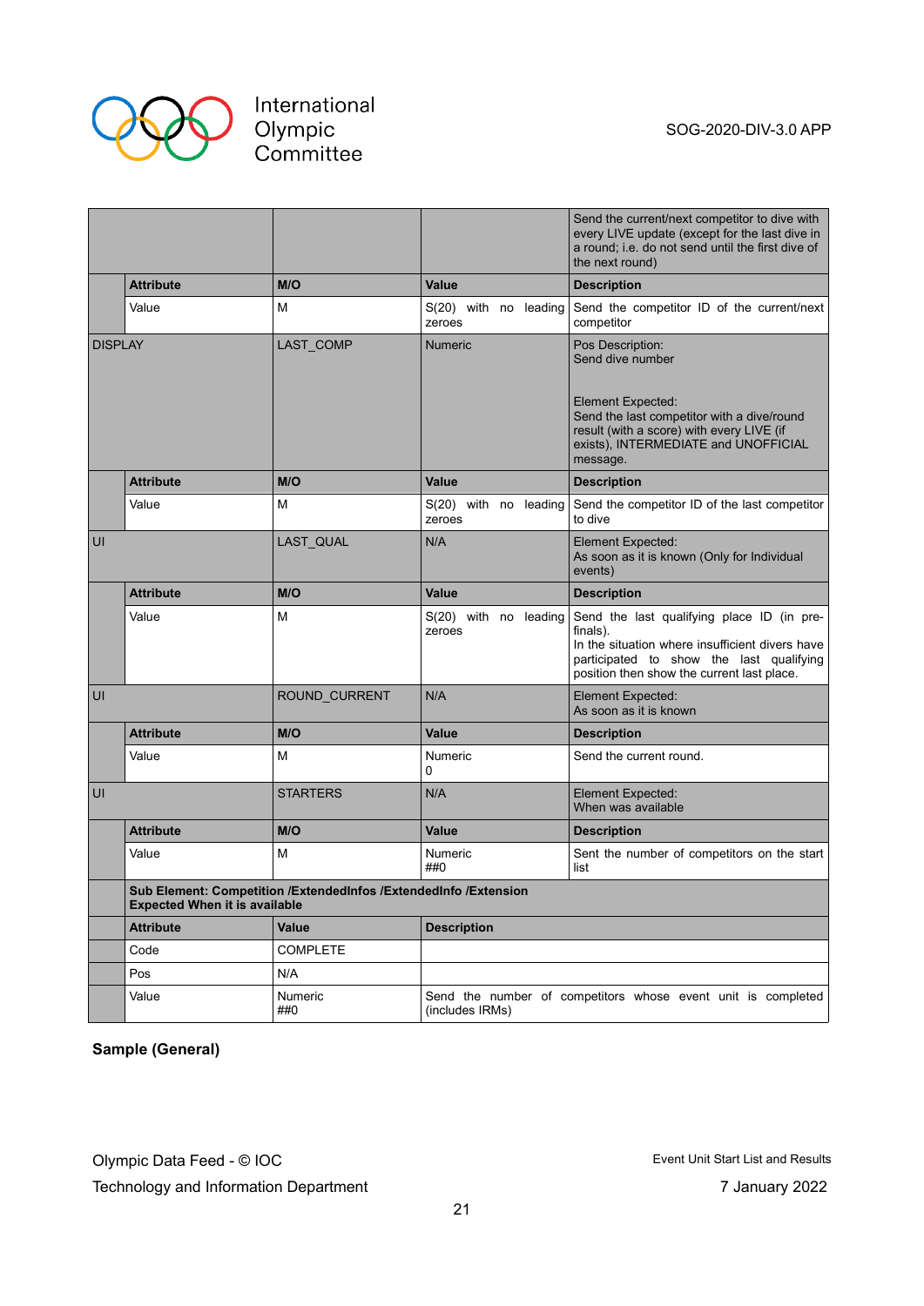| | | | |
|---|---|---|---|
| | | | Send the current/next competitor to dive with every LIVE update (except for the last dive in a round; i.e. do not send until the first dive of the next round) |
| **Attribute** | **M/O** | **Value** | **Description** |
| Value | M | S(20) with no leading zeroes | Send the competitor ID of the current/next competitor |
| DISPLAY | LAST_COMP | Numeric | Pos Description:<br>Send dive number<br><br>Element Expected:<br>Send the last competitor with a dive/round result (with a score) with every LIVE (if exists), INTERMEDIATE and UNOFFICIAL message. |
| **Attribute** | **M/O** | **Value** | **Description** |
| Value | M | S(20) with no leading zeroes | Send the competitor ID of the last competitor to dive |
| UI | LAST_QUAL | N/A | Element Expected:<br>As soon as it is known (Only for Individual events) |
| **Attribute** | **M/O** | **Value** | **Description** |
| Value | M | S(20) with no leading zeroes | Send the last qualifying place ID (in pre-finals).<br>In the situation where insufficient divers have participated to show the last qualifying position then show the current last place. |
| UI | ROUND_CURRENT | N/A | Element Expected:<br>As soon as it is known |
| **Attribute** | **M/O** | **Value** | **Description** |
| Value | M | Numeric<br>0 | Send the current round. |
| UI | STARTERS | N/A | Element Expected:<br>When was available |
| **Attribute** | **M/O** | **Value** | **Description** |
| Value | M | Numeric<br>##0 | Sent the number of competitors on the start list |
| **Sub Element: Competition /ExtendedInfos /ExtendedInfo /Extension**<br>**Expected When it is available** | | | |
| **Attribute** | **Value** | **Description** | |
| Code | COMPLETE | | |
| Pos | N/A | | |
| Value | Numeric<br>##0 | Send the number of competitors whose event unit is completed (includes IRMs) | |

**Sample (General)**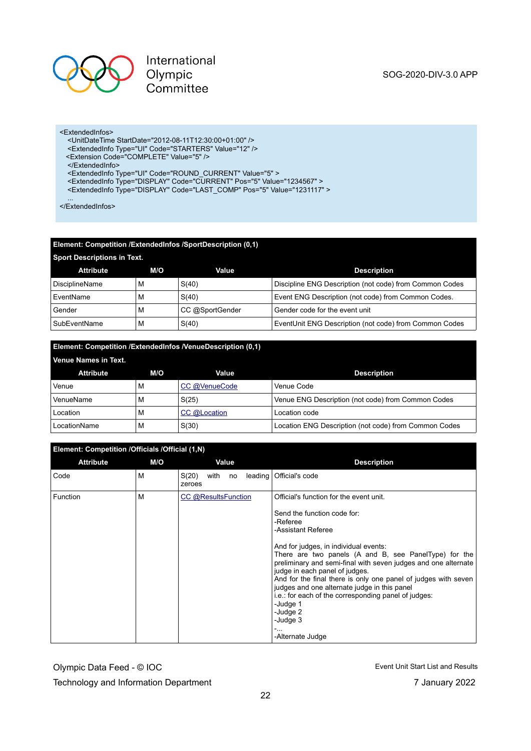```
<ExtendedInfos>
  <UnitDateTime StartDate="2012-08-11T12:30:00+01:00" />
  <ExtendedInfo Type="UI" Code="STARTERS" Value="12" />
 <Extension Code="COMPLETE" Value="5" />
  </ExtendedInfo>
  <ExtendedInfo Type="UI" Code="ROUND_CURRENT" Value="5" >
  <ExtendedInfo Type="DISPLAY" Code="CURRENT" Pos="5" Value="1234567" >
  <ExtendedInfo Type="DISPLAY" Code="LAST_COMP" Pos="5" Value="1231117" >
  ...
</ExtendedInfos>
```

**Element: Competition /ExtendedInfos /SportDescription (0,1)**

**Sport Descriptions in Text.**

| Attribute | M/O | Value | Description |
|---|---|---|---|
| DisciplineName | M | S(40) | Discipline ENG Description (not code) from Common Codes |
| EventName | M | S(40) | Event ENG Description (not code) from Common Codes. |
| Gender | M | CC @SportGender | Gender code for the event unit |
| SubEventName | M | S(40) | EventUnit ENG Description (not code) from Common Codes |

**Element: Competition /ExtendedInfos /VenueDescription (0,1)**

**Venue Names in Text.**

| Attribute | M/O | Value | Description |
|---|---|---|---|
| Venue | M | CC @VenueCode | Venue Code |
| VenueName | M | S(25) | Venue ENG Description (not code) from Common Codes |
| Location | M | CC @Location | Location code |
| LocationName | M | S(30) | Location ENG Description (not code) from Common Codes |

**Element: Competition /Officials /Official (1,N)**

| Attribute | M/O | Value | Description |
|---|---|---|---|
| Code | M | S(20) with no leading zeroes | Official's code |
| Function | M | CC @ResultsFunction | Official's function for the event unit.<br><br>Send the function code for:<br>-Referee<br>-Assistant Referee<br><br>And for judges, in individual events:<br>There are two panels (A and B, see PanelType) for the preliminary and semi-final with seven judges and one alternate judge in each panel of judges.<br>And for the final there is only one panel of judges with seven judges and one alternate judge in this panel<br>i.e.: for each of the corresponding panel of judges:<br>-Judge 1<br>-Judge 2<br>-Judge 3<br>-...<br>-Alternate Judge |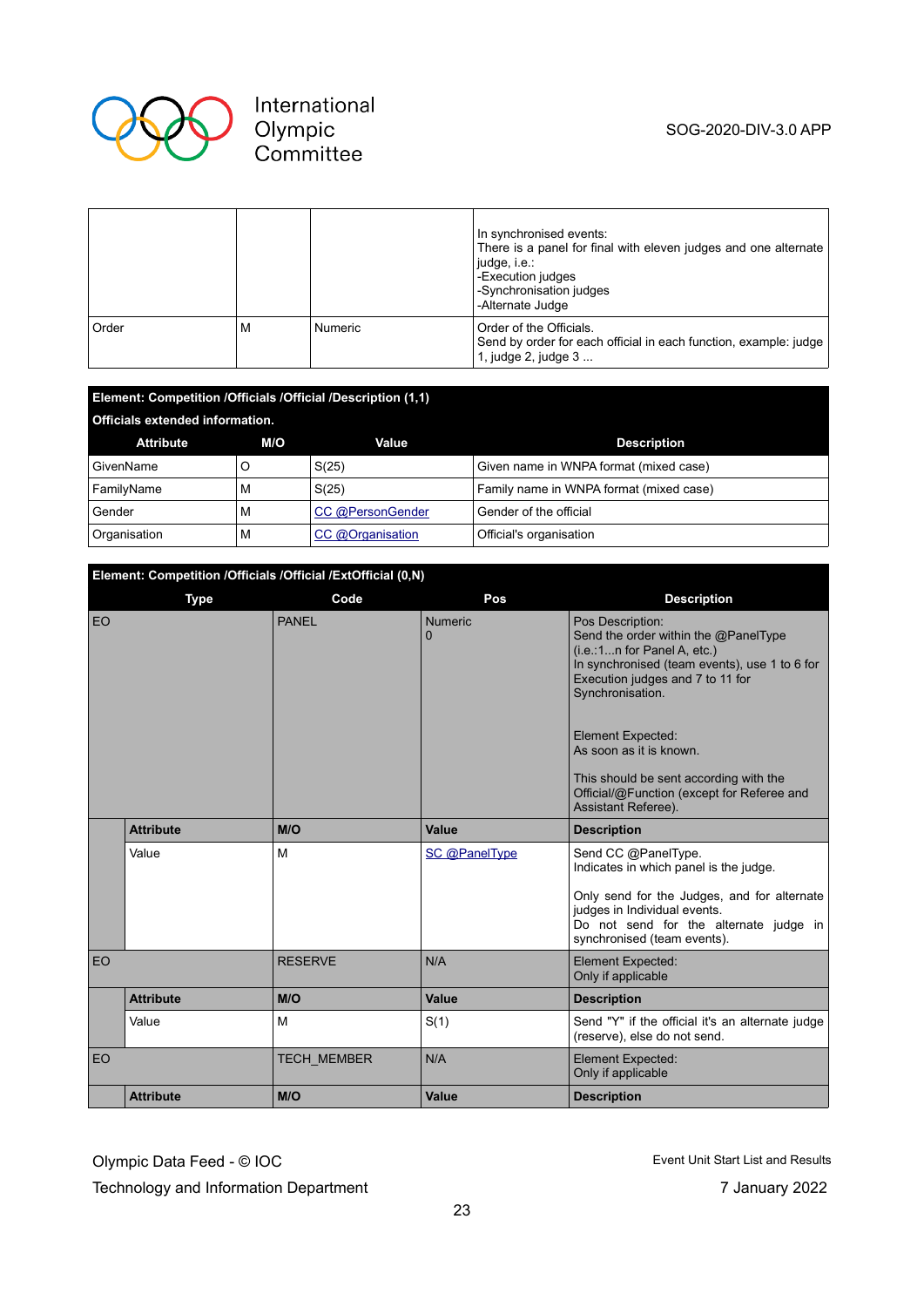| | | | In synchronised events:<br>There is a panel for final with eleven judges and one alternate judge, i.e.:<br>-Execution judges<br>-Synchronisation judges<br>-Alternate Judge |
|---|---|---|---|
| Order | M | Numeric | Order of the Officials.<br>Send by order for each official in each function, example: judge 1, judge 2, judge 3 ... |

**Element: Competition /Officials /Official /Description (1,1)**

**Officials extended information.**

| Attribute | M/O | Value | Description |
|---|---|---|---|
| GivenName | O | S(25) | Given name in WNPA format (mixed case) |
| FamilyName | M | S(25) | Family name in WNPA format (mixed case) |
| Gender | M | CC @PersonGender | Gender of the official |
| Organisation | M | CC @Organisation | Official's organisation |

**Element: Competition /Officials /Official /ExtOfficial (0,N)**

| Type | | Code | Pos | Description |
|---|---|---|---|---|
| EO | | PANEL | Numeric<br>0 | Pos Description:<br>Send the order within the @PanelType (i.e.:1...n for Panel A, etc.)<br>In synchronised (team events), use 1 to 6 for Execution judges and 7 to 11 for Synchronisation.<br><br>Element Expected:<br>As soon as it is known.<br><br>This should be sent according with the Official/@Function (except for Referee and Assistant Referee). |
| | **Attribute** | **M/O** | **Value** | **Description** |
| | Value | M | SC @PanelType | Send CC @PanelType.<br>Indicates in which panel is the judge.<br><br>Only send for the Judges, and for alternate judges in Individual events.<br>Do not send for the alternate judge in synchronised (team events). |
| EO | | RESERVE | N/A | Element Expected:<br>Only if applicable |
| | **Attribute** | **M/O** | **Value** | **Description** |
| | Value | M | S(1) | Send "Y" if the official it's an alternate judge (reserve), else do not send. |
| EO | | TECH_MEMBER | N/A | Element Expected:<br>Only if applicable |
| | **Attribute** | **M/O** | **Value** | **Description** |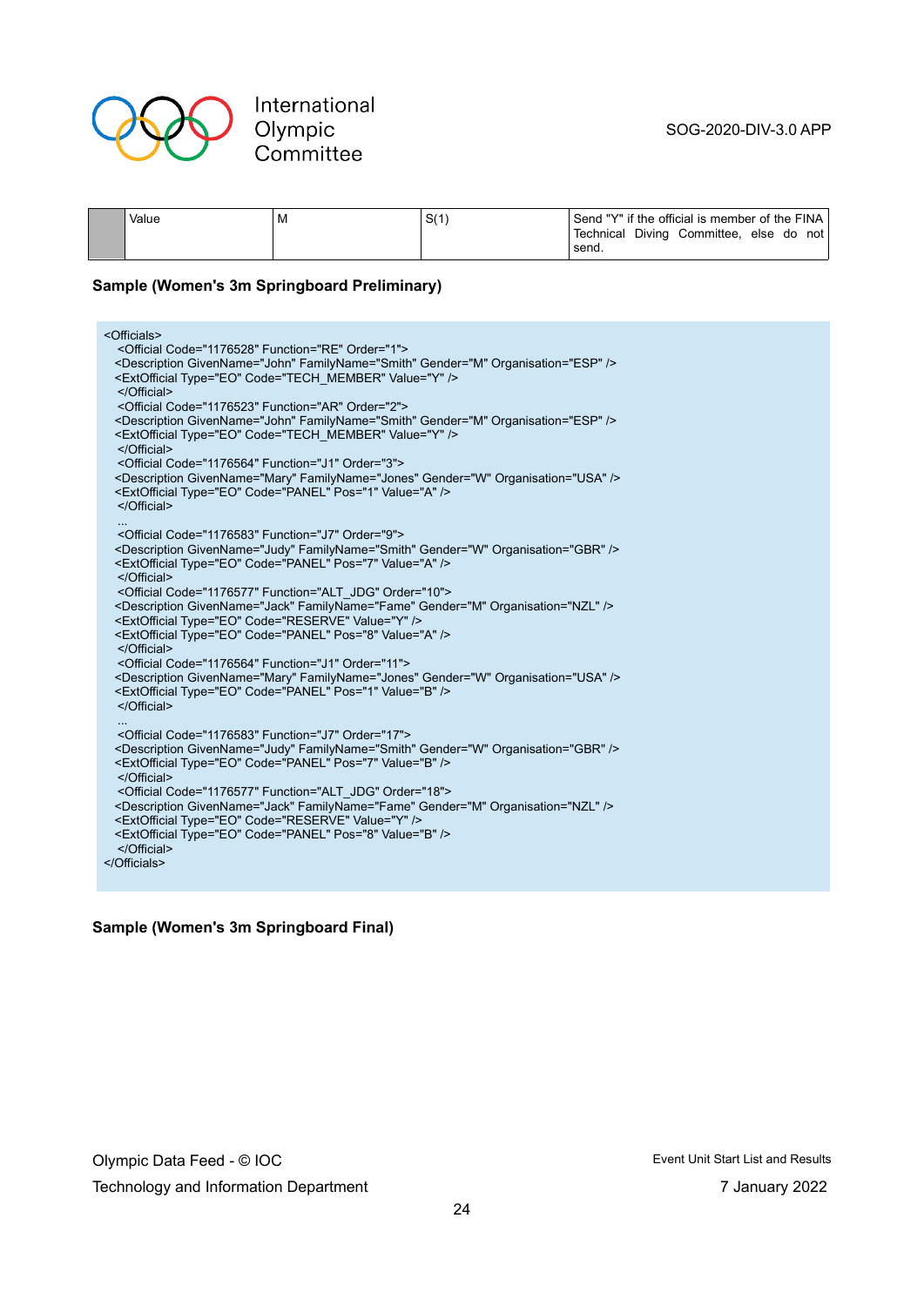| | Value | M | S(1) | Send "Y" if the official is member of the FINA Technical Diving Committee, else do not send. |
|---|---|---|---|---|

**Sample (Women's 3m Springboard Preliminary)**

```
<Officials>
  <Official Code="1176528" Function="RE" Order="1">
  <Description GivenName="John" FamilyName="Smith" Gender="M" Organisation="ESP" />
  <ExtOfficial Type="EO" Code="TECH_MEMBER" Value="Y" />
  </Official>
  <Official Code="1176523" Function="AR" Order="2">
  <Description GivenName="John" FamilyName="Smith" Gender="M" Organisation="ESP" />
  <ExtOfficial Type="EO" Code="TECH_MEMBER" Value="Y" />
  </Official>
  <Official Code="1176564" Function="J1" Order="3">
  <Description GivenName="Mary" FamilyName="Jones" Gender="W" Organisation="USA" />
  <ExtOfficial Type="EO" Code="PANEL" Pos="1" Value="A" />
  </Official>
  ...
  <Official Code="1176583" Function="J7" Order="9">
  <Description GivenName="Judy" FamilyName="Smith" Gender="W" Organisation="GBR" />
  <ExtOfficial Type="EO" Code="PANEL" Pos="7" Value="A" />
  </Official>
  <Official Code="1176577" Function="ALT_JDG" Order="10">
  <Description GivenName="Jack" FamilyName="Fame" Gender="M" Organisation="NZL" />
  <ExtOfficial Type="EO" Code="RESERVE" Value="Y" />
  <ExtOfficial Type="EO" Code="PANEL" Pos="8" Value="A" />
  </Official>
  <Official Code="1176564" Function="J1" Order="11">
  <Description GivenName="Mary" FamilyName="Jones" Gender="W" Organisation="USA" />
  <ExtOfficial Type="EO" Code="PANEL" Pos="1" Value="B" />
  </Official>
  ...
  <Official Code="1176583" Function="J7" Order="17">
  <Description GivenName="Judy" FamilyName="Smith" Gender="W" Organisation="GBR" />
  <ExtOfficial Type="EO" Code="PANEL" Pos="7" Value="B" />
  </Official>
  <Official Code="1176577" Function="ALT_JDG" Order="18">
  <Description GivenName="Jack" FamilyName="Fame" Gender="M" Organisation="NZL" />
  <ExtOfficial Type="EO" Code="RESERVE" Value="Y" />
  <ExtOfficial Type="EO" Code="PANEL" Pos="8" Value="B" />
  </Official>
</Officials>
```

**Sample (Women's 3m Springboard Final)**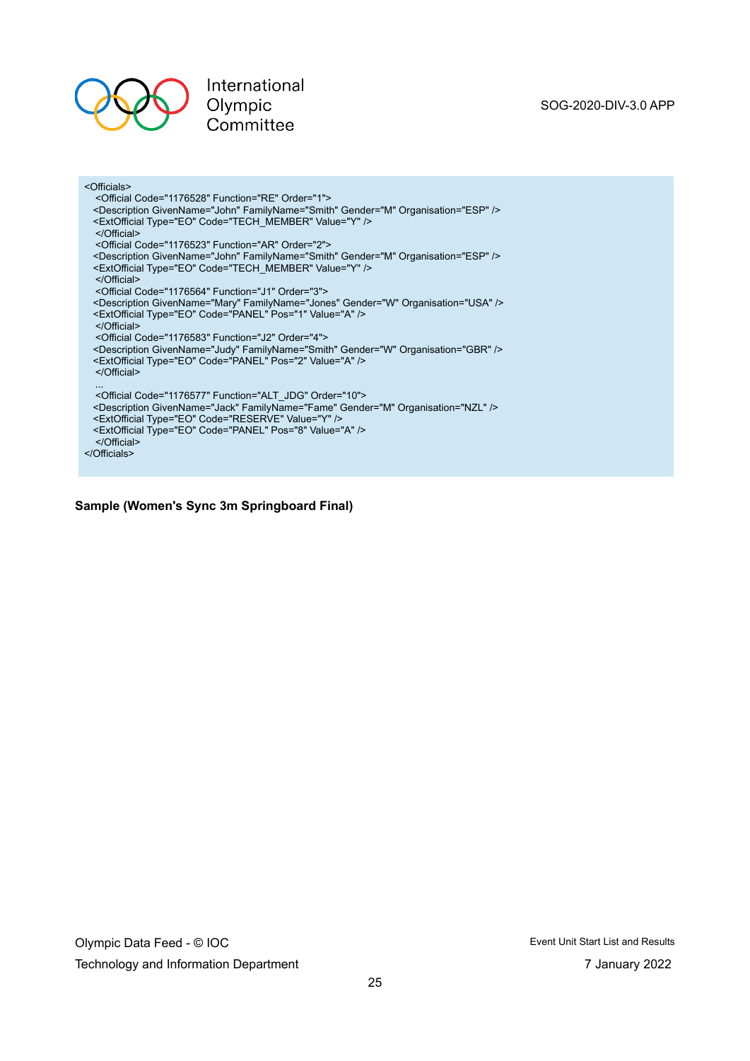```
<Officials>
  <Official Code="1176528" Function="RE" Order="1">
  <Description GivenName="John" FamilyName="Smith" Gender="M" Organisation="ESP" />
  <ExtOfficial Type="EO" Code="TECH_MEMBER" Value="Y" />
  </Official>
  <Official Code="1176523" Function="AR" Order="2">
  <Description GivenName="John" FamilyName="Smith" Gender="M" Organisation="ESP" />
  <ExtOfficial Type="EO" Code="TECH_MEMBER" Value="Y" />
  </Official>
  <Official Code="1176564" Function="J1" Order="3">
  <Description GivenName="Mary" FamilyName="Jones" Gender="W" Organisation="USA" />
  <ExtOfficial Type="EO" Code="PANEL" Pos="1" Value="A" />
  </Official>
  <Official Code="1176583" Function="J2" Order="4">
  <Description GivenName="Judy" FamilyName="Smith" Gender="W" Organisation="GBR" />
  <ExtOfficial Type="EO" Code="PANEL" Pos="2" Value="A" />
  </Official>
  ...
  <Official Code="1176577" Function="ALT_JDG" Order="10">
  <Description GivenName="Jack" FamilyName="Fame" Gender="M" Organisation="NZL" />
  <ExtOfficial Type="EO" Code="RESERVE" Value="Y" />
  <ExtOfficial Type="EO" Code="PANEL" Pos="8" Value="A" />
  </Official>
</Officials>
```

**Sample (Women's Sync 3m Springboard Final)**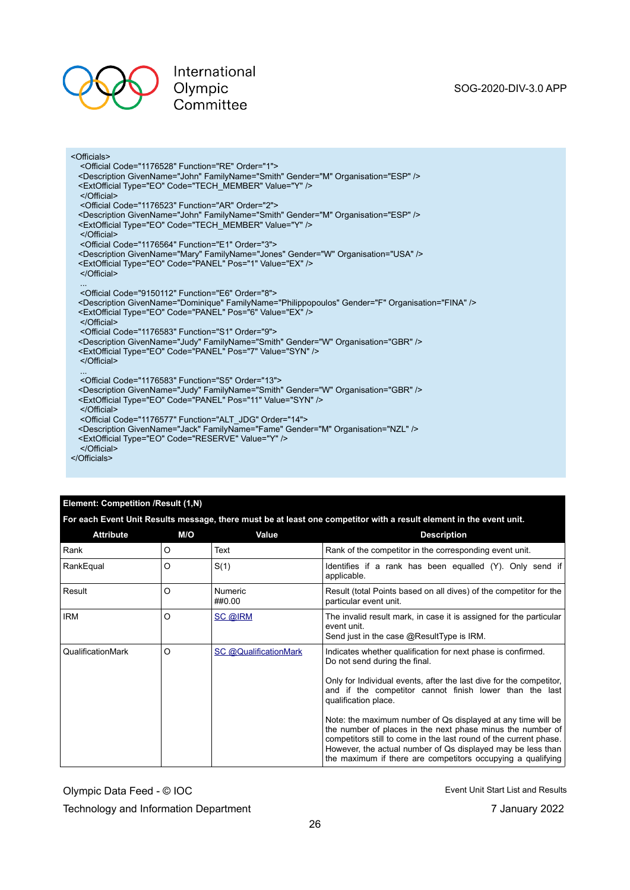```
<Officials>
  <Official Code="1176528" Function="RE" Order="1">
  <Description GivenName="John" FamilyName="Smith" Gender="M" Organisation="ESP" />
  <ExtOfficial Type="EO" Code="TECH_MEMBER" Value="Y" />
  </Official>
  <Official Code="1176523" Function="AR" Order="2">
  <Description GivenName="John" FamilyName="Smith" Gender="M" Organisation="ESP" />
  <ExtOfficial Type="EO" Code="TECH_MEMBER" Value="Y" />
  </Official>
  <Official Code="1176564" Function="E1" Order="3">
  <Description GivenName="Mary" FamilyName="Jones" Gender="W" Organisation="USA" />
  <ExtOfficial Type="EO" Code="PANEL" Pos="1" Value="EX" />
  </Official>
  ...
  <Official Code="9150112" Function="E6" Order="8">
  <Description GivenName="Dominique" FamilyName="Philippopoulos" Gender="F" Organisation="FINA" />
  <ExtOfficial Type="EO" Code="PANEL" Pos="6" Value="EX" />
  </Official>
  <Official Code="1176583" Function="S1" Order="9">
  <Description GivenName="Judy" FamilyName="Smith" Gender="W" Organisation="GBR" />
  <ExtOfficial Type="EO" Code="PANEL" Pos="7" Value="SYN" />
  </Official>
  ...
  <Official Code="1176583" Function="S5" Order="13">
  <Description GivenName="Judy" FamilyName="Smith" Gender="W" Organisation="GBR" />
  <ExtOfficial Type="EO" Code="PANEL" Pos="11" Value="SYN" />
  </Official>
  <Official Code="1176577" Function="ALT_JDG" Order="14">
  <Description GivenName="Jack" FamilyName="Fame" Gender="M" Organisation="NZL" />
  <ExtOfficial Type="EO" Code="RESERVE" Value="Y" />
  </Official>
</Officials>
```

**Element: Competition /Result (1,N)**

**For each Event Unit Results message, there must be at least one competitor with a result element in the event unit.**

| Attribute | M/O | Value | Description |
|---|---|---|---|
| Rank | O | Text | Rank of the competitor in the corresponding event unit. |
| RankEqual | O | S(1) | Identifies if a rank has been equalled (Y). Only send if applicable. |
| Result | O | Numeric ##0.00 | Result (total Points based on all dives) of the competitor for the particular event unit. |
| IRM | O | SC @IRM | The invalid result mark, in case it is assigned for the particular event unit.<br>Send just in the case @ResultType is IRM. |
| QualificationMark | O | SC @QualificationMark | Indicates whether qualification for next phase is confirmed. Do not send during the final.<br><br>Only for Individual events, after the last dive for the competitor, and if the competitor cannot finish lower than the last qualification place.<br><br>Note: the maximum number of Qs displayed at any time will be the number of places in the next phase minus the number of competitors still to come in the last round of the current phase. However, the actual number of Qs displayed may be less than the maximum if there are competitors occupying a qualifying |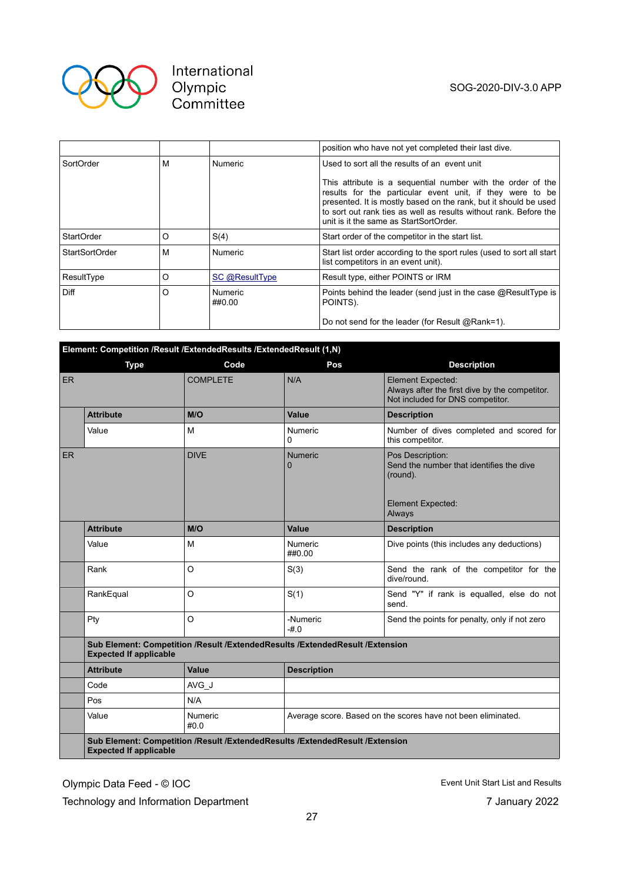| | | | position who have not yet completed their last dive. |
|---|---|---|---|
| SortOrder | M | Numeric | Used to sort all the results of an event unit<br><br>This attribute is a sequential number with the order of the results for the particular event unit, if they were to be presented. It is mostly based on the rank, but it should be used to sort out rank ties as well as results without rank. Before the unit is it the same as StartSortOrder. |
| StartOrder | O | S(4) | Start order of the competitor in the start list. |
| StartSortOrder | M | Numeric | Start list order according to the sport rules (used to sort all start list competitors in an event unit). |
| ResultType | O | SC @ResultType | Result type, either POINTS or IRM |
| Diff | O | Numeric<br>##0.00 | Points behind the leader (send just in the case @ResultType is POINTS).<br><br>Do not send for the leader (for Result @Rank=1). |

**Element: Competition /Result /ExtendedResults /ExtendedResult (1,N)**

| Type | | Code | Pos | Description |
|---|---|---|---|---|
| ER | | COMPLETE | N/A | Element Expected:<br>Always after the first dive by the competitor.<br>Not included for DNS competitor. |
| | **Attribute** | **M/O** | **Value** | **Description** |
| | Value | M | Numeric<br>0 | Number of dives completed and scored for this competitor. |
| ER | | DIVE | Numeric<br>0 | Pos Description:<br>Send the number that identifies the dive (round).<br><br>Element Expected:<br>Always |
| | **Attribute** | **M/O** | **Value** | **Description** |
| | Value | M | Numeric<br>##0.00 | Dive points (this includes any deductions) |
| | Rank | O | S(3) | Send the rank of the competitor for the dive/round. |
| | RankEqual | O | S(1) | Send "Y" if rank is equalled, else do not send. |
| | Pty | O | -Numeric<br>-#.0 | Send the points for penalty, only if not zero |
| | **Sub Element: Competition /Result /ExtendedResults /ExtendedResult /Extension<br>Expected If applicable** | | | |
| | **Attribute** | **Value** | **Description** | |
| | Code | AVG_J | | |
| | Pos | N/A | | |
| | Value | Numeric<br>#0.0 | Average score. Based on the scores have not been eliminated. | |
| | **Sub Element: Competition /Result /ExtendedResults /ExtendedResult /Extension<br>Expected If applicable** | | | |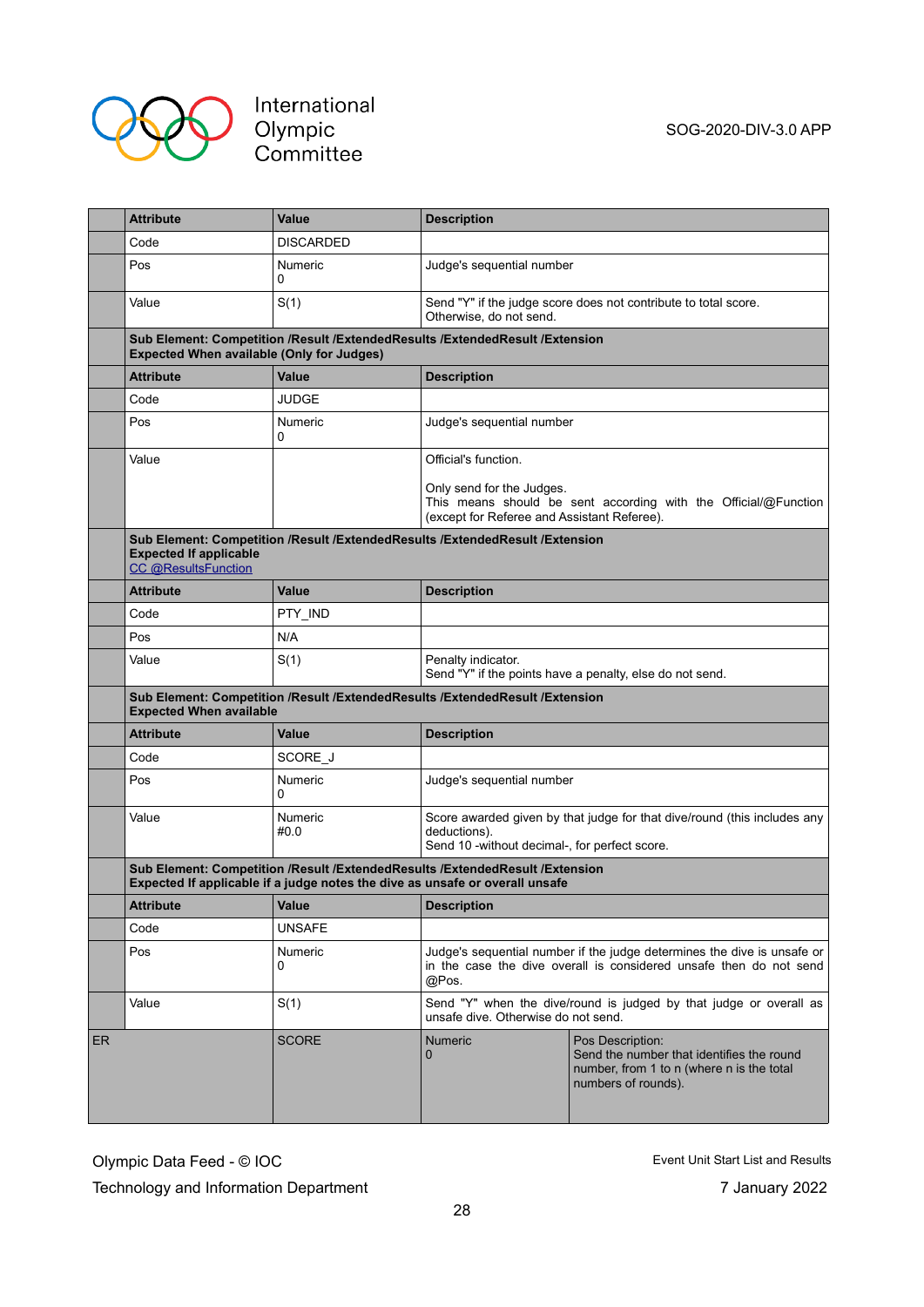| | Attribute | Value | Description | |
|---|---|---|---|---|
| | Code | DISCARDED | | |
| | Pos | Numeric<br>0 | Judge's sequential number | |
| | Value | S(1) | Send "Y" if the judge score does not contribute to total score.<br>Otherwise, do not send. | |
| | **Sub Element: Competition /Result /ExtendedResults /ExtendedResult /Extension<br>Expected When available (Only for Judges)** | | | |
| | Attribute | Value | Description | |
| | Code | JUDGE | | |
| | Pos | Numeric<br>0 | Judge's sequential number | |
| | Value | | Official's function.<br><br>Only send for the Judges.<br>This means should be sent according with the Official/@Function (except for Referee and Assistant Referee). | |
| | **Sub Element: Competition /Result /ExtendedResults /ExtendedResult /Extension<br>Expected If applicable**<br>CC @ResultsFunction | | | |
| | Attribute | Value | Description | |
| | Code | PTY_IND | | |
| | Pos | N/A | | |
| | Value | S(1) | Penalty indicator.<br>Send "Y" if the points have a penalty, else do not send. | |
| | **Sub Element: Competition /Result /ExtendedResults /ExtendedResult /Extension<br>Expected When available** | | | |
| | Attribute | Value | Description | |
| | Code | SCORE_J | | |
| | Pos | Numeric<br>0 | Judge's sequential number | |
| | Value | Numeric<br>#0.0 | Score awarded given by that judge for that dive/round (this includes any deductions).<br>Send 10 -without decimal-, for perfect score. | |
| | **Sub Element: Competition /Result /ExtendedResults /ExtendedResult /Extension<br>Expected If applicable if a judge notes the dive as unsafe or overall unsafe** | | | |
| | Attribute | Value | Description | |
| | Code | UNSAFE | | |
| | Pos | Numeric<br>0 | Judge's sequential number if the judge determines the dive is unsafe or in the case the dive overall is considered unsafe then do not send @Pos. | |
| | Value | S(1) | Send "Y" when the dive/round is judged by that judge or overall as unsafe dive. Otherwise do not send. | |
| ER | | SCORE | Numeric<br>0 | Pos Description:<br>Send the number that identifies the round number, from 1 to n (where n is the total numbers of rounds). |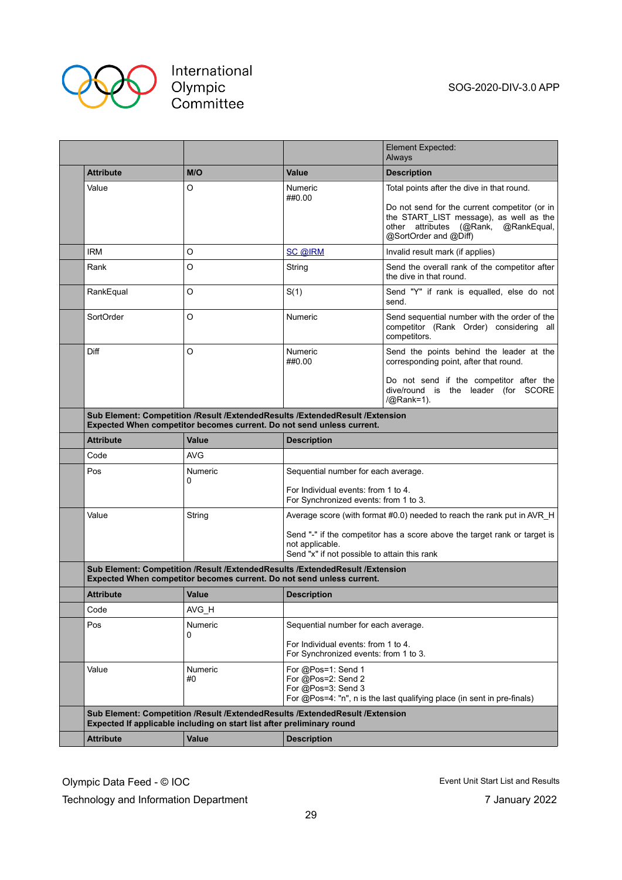| | | | Element Expected: Always |
|---|---|---|---|
| **Attribute** | **M/O** | **Value** | **Description** |
| Value | O | Numeric ##0.00 | Total points after the dive in that round.<br><br>Do not send for the current competitor (or in the START_LIST message), as well as the other attributes (@Rank, @RankEqual, @SortOrder and @Diff) |
| IRM | O | SC @IRM | Invalid result mark (if applies) |
| Rank | O | String | Send the overall rank of the competitor after the dive in that round. |
| RankEqual | O | S(1) | Send "Y" if rank is equalled, else do not send. |
| SortOrder | O | Numeric | Send sequential number with the order of the competitor (Rank Order) considering all competitors. |
| Diff | O | Numeric ##0.00 | Send the points behind the leader at the corresponding point, after that round.<br><br>Do not send if the competitor after the dive/round is the leader (for SCORE /@Rank=1). |

**Sub Element: Competition /Result /ExtendedResults /ExtendedResult /Extension**
**Expected When competitor becomes current. Do not send unless current.**

| **Attribute** | **Value** | **Description** |
|---|---|---|
| Code | AVG | |
| Pos | Numeric 0 | Sequential number for each average.<br><br>For Individual events: from 1 to 4.<br>For Synchronized events: from 1 to 3. |
| Value | String | Average score (with format #0.0) needed to reach the rank put in AVR_H<br><br>Send "-" if the competitor has a score above the target rank or target is not applicable.<br>Send "x" if not possible to attain this rank |

**Sub Element: Competition /Result /ExtendedResults /ExtendedResult /Extension**
**Expected When competitor becomes current. Do not send unless current.**

| **Attribute** | **Value** | **Description** |
|---|---|---|
| Code | AVG_H | |
| Pos | Numeric 0 | Sequential number for each average.<br><br>For Individual events: from 1 to 4.<br>For Synchronized events: from 1 to 3. |
| Value | Numeric #0 | For @Pos=1: Send 1<br>For @Pos=2: Send 2<br>For @Pos=3: Send 3<br>For @Pos=4: "n", n is the last qualifying place (in sent in pre-finals) |

**Sub Element: Competition /Result /ExtendedResults /ExtendedResult /Extension**
**Expected If applicable including on start list after preliminary round**

| **Attribute** | **Value** | **Description** |
|---|---|---|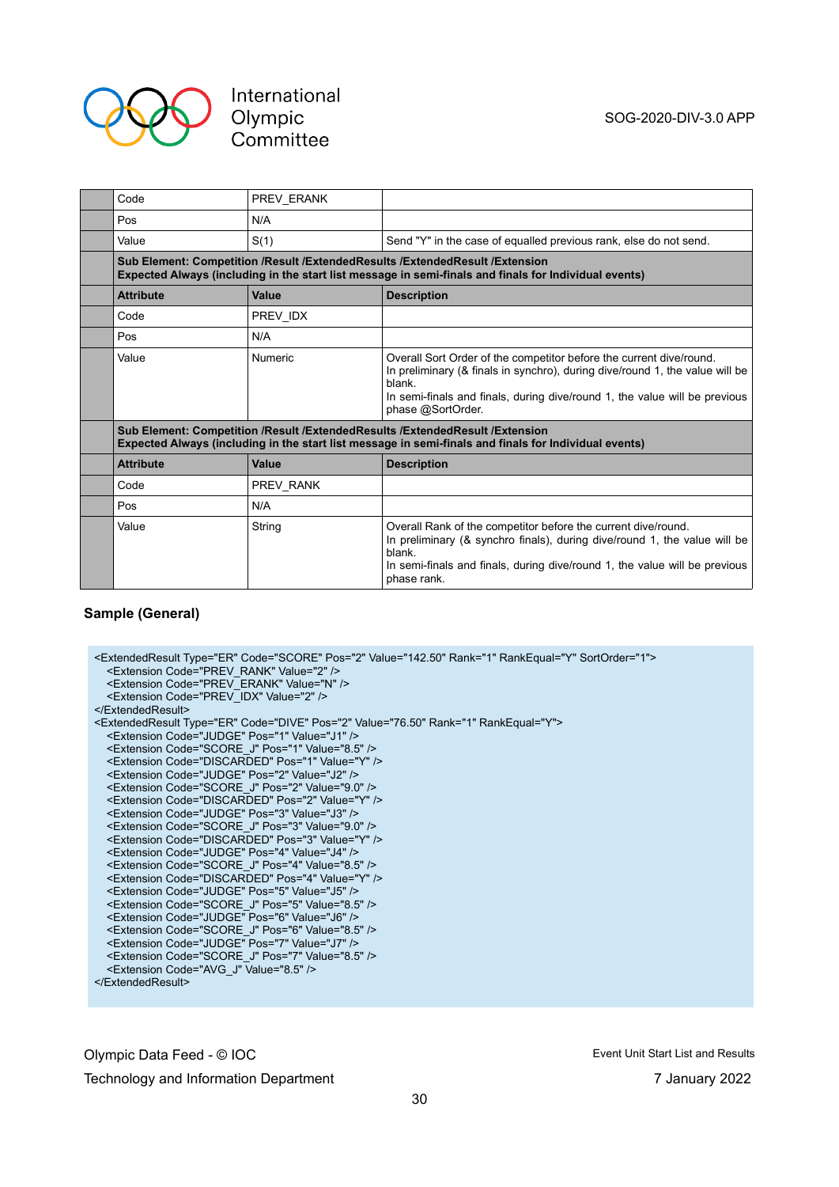| | Attribute | Value | Description |
|---|---|---|---|
| | Code | PREV_ERANK | |
| | Pos | N/A | |
| | Value | S(1) | Send "Y" in the case of equalled previous rank, else do not send. |
| | **Sub Element: Competition /Result /ExtendedResults /ExtendedResult /Extension**<br>**Expected Always (including in the start list message in semi-finals and finals for Individual events)** | | |
| | **Attribute** | **Value** | **Description** |
| | Code | PREV_IDX | |
| | Pos | N/A | |
| | Value | Numeric | Overall Sort Order of the competitor before the current dive/round.<br>In preliminary (& finals in synchro), during dive/round 1, the value will be blank.<br>In semi-finals and finals, during dive/round 1, the value will be previous phase @SortOrder. |
| | **Sub Element: Competition /Result /ExtendedResults /ExtendedResult /Extension**<br>**Expected Always (including in the start list message in semi-finals and finals for Individual events)** | | |
| | **Attribute** | **Value** | **Description** |
| | Code | PREV_RANK | |
| | Pos | N/A | |
| | Value | String | Overall Rank of the competitor before the current dive/round.<br>In preliminary (& synchro finals), during dive/round 1, the value will be blank.<br>In semi-finals and finals, during dive/round 1, the value will be previous phase rank. |

### Sample (General)

```
<ExtendedResult Type="ER" Code="SCORE" Pos="2" Value="142.50" Rank="1" RankEqual="Y" SortOrder="1">
   <Extension Code="PREV_RANK" Value="2" />
   <Extension Code="PREV_ERANK" Value="N" />
   <Extension Code="PREV_IDX" Value="2" />
</ExtendedResult>
<ExtendedResult Type="ER" Code="DIVE" Pos="2" Value="76.50" Rank="1" RankEqual="Y">
   <Extension Code="JUDGE" Pos="1" Value="J1" />
   <Extension Code="SCORE_J" Pos="1" Value="8.5" />
   <Extension Code="DISCARDED" Pos="1" Value="Y" />
   <Extension Code="JUDGE" Pos="2" Value="J2" />
   <Extension Code="SCORE_J" Pos="2" Value="9.0" />
   <Extension Code="DISCARDED" Pos="2" Value="Y" />
   <Extension Code="JUDGE" Pos="3" Value="J3" />
   <Extension Code="SCORE_J" Pos="3" Value="9.0" />
   <Extension Code="DISCARDED" Pos="3" Value="Y" />
   <Extension Code="JUDGE" Pos="4" Value="J4" />
   <Extension Code="SCORE_J" Pos="4" Value="8.5" />
   <Extension Code="DISCARDED" Pos="4" Value="Y" />
   <Extension Code="JUDGE" Pos="5" Value="J5" />
   <Extension Code="SCORE_J" Pos="5" Value="8.5" />
   <Extension Code="JUDGE" Pos="6" Value="J6" />
   <Extension Code="SCORE_J" Pos="6" Value="8.5" />
   <Extension Code="JUDGE" Pos="7" Value="J7" />
   <Extension Code="SCORE_J" Pos="7" Value="8.5" />
   <Extension Code="AVG_J" Value="8.5" />
</ExtendedResult>
```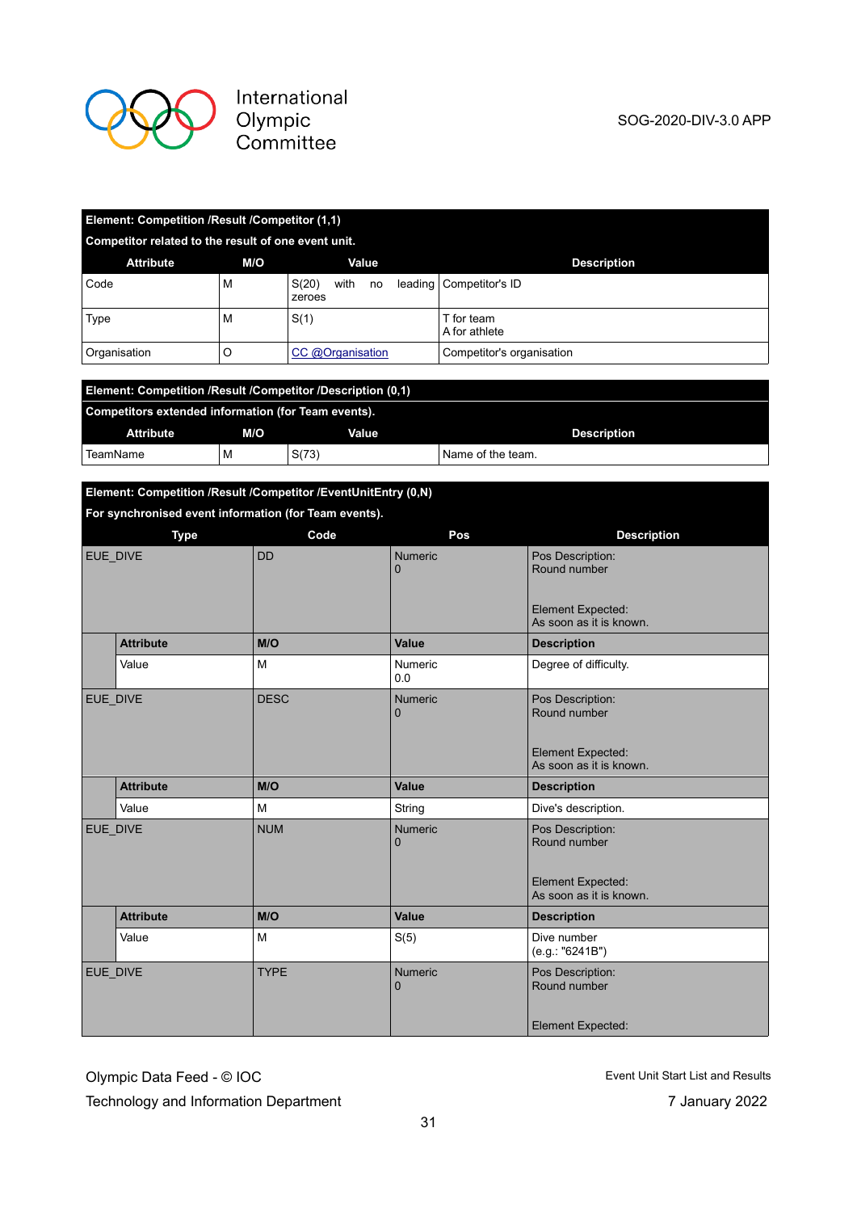| Element: Competition /Result /Competitor (1,1) | | | |
|---|---|---|---|
| Competitor related to the result of one event unit. | | | |
| **Attribute** | **M/O** | **Value** | **Description** |
| Code | M | S(20) with no leading zeroes | Competitor's ID |
| Type | M | S(1) | T for team<br>A for athlete |
| Organisation | O | CC @Organisation | Competitor's organisation |

| Element: Competition /Result /Competitor /Description (0,1) | | | |
|---|---|---|---|
| Competitors extended information (for Team events). | | | |
| **Attribute** | **M/O** | **Value** | **Description** |
| TeamName | M | S(73) | Name of the team. |

| Element: Competition /Result /Competitor /EventUnitEntry (0,N) | | | | |
|---|---|---|---|---|
| For synchronised event information (for Team events). | | | | |
| **Type** | | **Code** | **Pos** | **Description** |
| EUE_DIVE | | DD | Numeric<br>0 | Pos Description:<br>Round number<br><br>Element Expected:<br>As soon as it is known. |
| | **Attribute** | **M/O** | **Value** | **Description** |
| | Value | M | Numeric<br>0.0 | Degree of difficulty. |
| EUE_DIVE | | DESC | Numeric<br>0 | Pos Description:<br>Round number<br><br>Element Expected:<br>As soon as it is known. |
| | **Attribute** | **M/O** | **Value** | **Description** |
| | Value | M | String | Dive's description. |
| EUE_DIVE | | NUM | Numeric<br>0 | Pos Description:<br>Round number<br><br>Element Expected:<br>As soon as it is known. |
| | **Attribute** | **M/O** | **Value** | **Description** |
| | Value | M | S(5) | Dive number<br>(e.g.: "6241B") |
| EUE_DIVE | | TYPE | Numeric<br>0 | Pos Description:<br>Round number<br><br>Element Expected: |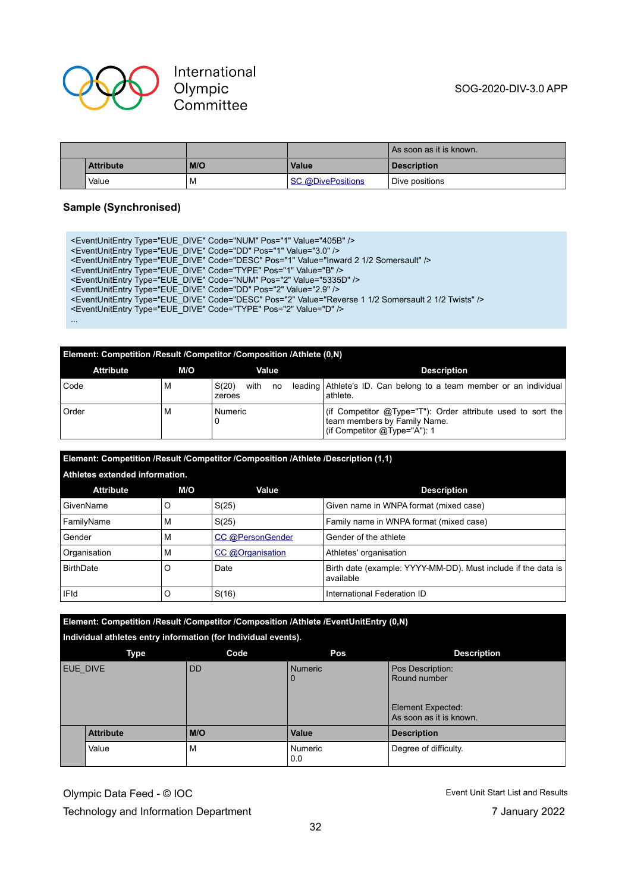| | | | As soon as it is known. |
|---|---|---|---|
| Attribute | M/O | Value | Description |
| Value | M | SC @DivePositions | Dive positions |

**Sample (Synchronised)**

```
<EventUnitEntry Type="EUE_DIVE" Code="NUM" Pos="1" Value="405B" />
<EventUnitEntry Type="EUE_DIVE" Code="DD" Pos="1" Value="3.0" />
<EventUnitEntry Type="EUE_DIVE" Code="DESC" Pos="1" Value="Inward 2 1/2 Somersault" />
<EventUnitEntry Type="EUE_DIVE" Code="TYPE" Pos="1" Value="B" />
<EventUnitEntry Type="EUE_DIVE" Code="NUM" Pos="2" Value="5335D" />
<EventUnitEntry Type="EUE_DIVE" Code="DD" Pos="2" Value="2.9" />
<EventUnitEntry Type="EUE_DIVE" Code="DESC" Pos="2" Value="Reverse 1 1/2 Somersault 2 1/2 Twists" />
<EventUnitEntry Type="EUE_DIVE" Code="TYPE" Pos="2" Value="D" />
...
```

**Element: Competition /Result /Competitor /Composition /Athlete (0,N)**

| Attribute | M/O | Value | Description |
|---|---|---|---|
| Code | M | S(20) with no leading zeroes | Athlete's ID. Can belong to a team member or an individual athlete. |
| Order | M | Numeric<br>0 | (if Competitor @Type="T"): Order attribute used to sort the team members by Family Name.<br>(if Competitor @Type="A"): 1 |

**Element: Competition /Result /Competitor /Composition /Athlete /Description (1,1)**

**Athletes extended information.**

| Attribute | M/O | Value | Description |
|---|---|---|---|
| GivenName | O | S(25) | Given name in WNPA format (mixed case) |
| FamilyName | M | S(25) | Family name in WNPA format (mixed case) |
| Gender | M | CC @PersonGender | Gender of the athlete |
| Organisation | M | CC @Organisation | Athletes' organisation |
| BirthDate | O | Date | Birth date (example: YYYY-MM-DD). Must include if the data is available |
| IFId | O | S(16) | International Federation ID |

**Element: Competition /Result /Competitor /Composition /Athlete /EventUnitEntry (0,N)**

**Individual athletes entry information (for Individual events).**

| Type | Code | Pos | Description |
|---|---|---|---|
| EUE_DIVE | DD | Numeric<br>0 | Pos Description:<br>Round number<br><br>Element Expected:<br>As soon as it is known. |
| Attribute | M/O | Value | Description |
| Value | M | Numeric<br>0.0 | Degree of difficulty. |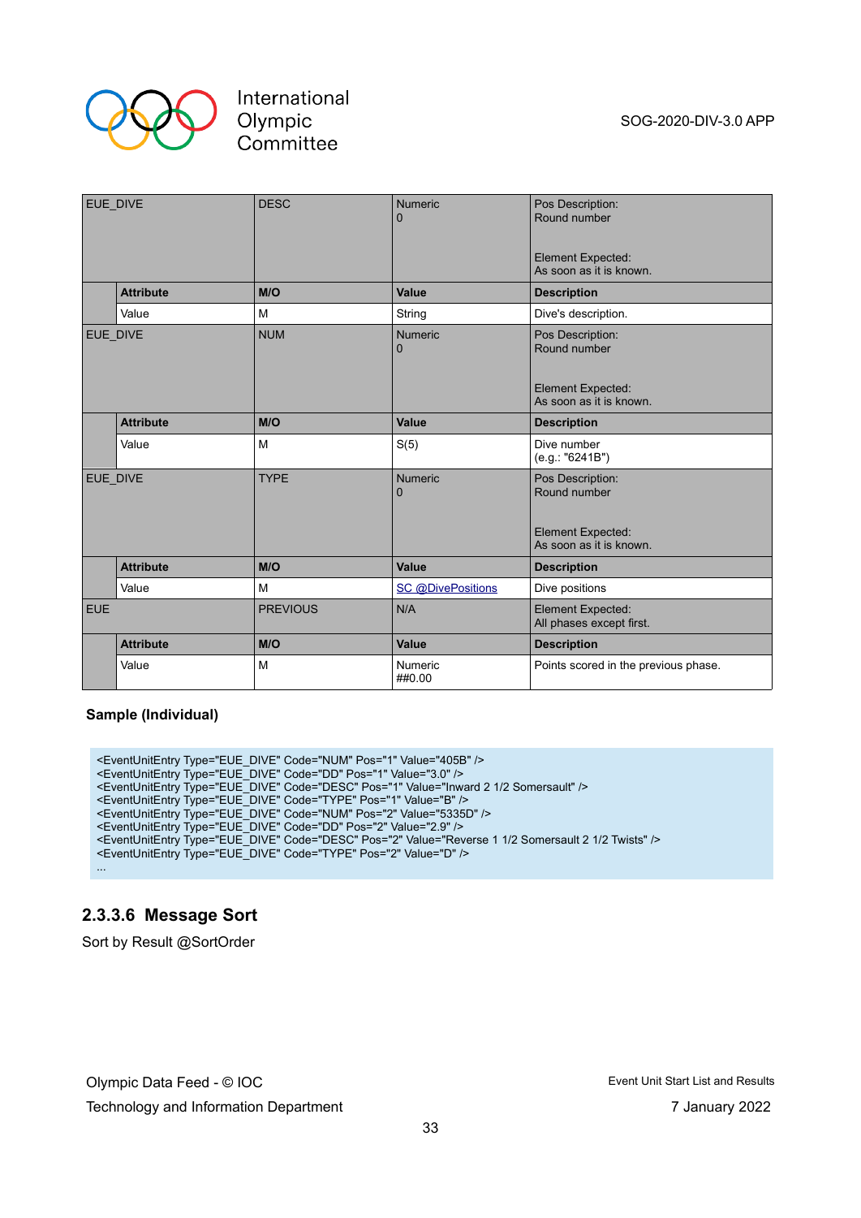| EUE_DIVE | | DESC | Numeric<br>0 | Pos Description:<br>Round number<br><br>Element Expected:<br>As soon as it is known. |
|---|---|---|---|---|
| | **Attribute** | **M/O** | **Value** | **Description** |
| | Value | M | String | Dive's description. |
| EUE_DIVE | | NUM | Numeric<br>0 | Pos Description:<br>Round number<br><br>Element Expected:<br>As soon as it is known. |
| | **Attribute** | **M/O** | **Value** | **Description** |
| | Value | M | S(5) | Dive number<br>(e.g.: "6241B") |
| EUE_DIVE | | TYPE | Numeric<br>0 | Pos Description:<br>Round number<br><br>Element Expected:<br>As soon as it is known. |
| | **Attribute** | **M/O** | **Value** | **Description** |
| | Value | M | SC @DivePositions | Dive positions |
| EUE | | PREVIOUS | N/A | Element Expected:<br>All phases except first. |
| | **Attribute** | **M/O** | **Value** | **Description** |
| | Value | M | Numeric<br>##0.00 | Points scored in the previous phase. |

**Sample (Individual)**

```
<EventUnitEntry Type="EUE_DIVE" Code="NUM" Pos="1" Value="405B" />
<EventUnitEntry Type="EUE_DIVE" Code="DD" Pos="1" Value="3.0" />
<EventUnitEntry Type="EUE_DIVE" Code="DESC" Pos="1" Value="Inward 2 1/2 Somersault" />
<EventUnitEntry Type="EUE_DIVE" Code="TYPE" Pos="1" Value="B" />
<EventUnitEntry Type="EUE_DIVE" Code="NUM" Pos="2" Value="5335D" />
<EventUnitEntry Type="EUE_DIVE" Code="DD" Pos="2" Value="2.9" />
<EventUnitEntry Type="EUE_DIVE" Code="DESC" Pos="2" Value="Reverse 1 1/2 Somersault 2 1/2 Twists" />
<EventUnitEntry Type="EUE_DIVE" Code="TYPE" Pos="2" Value="D" />
...
```

### 2.3.3.6 Message Sort

Sort by Result @SortOrder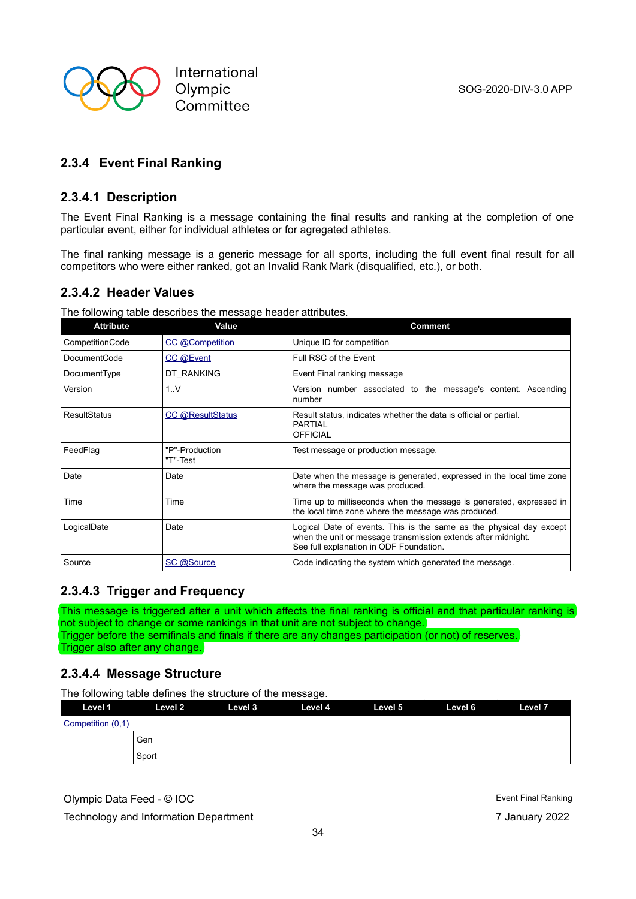### 2.3.4 Event Final Ranking

#### 2.3.4.1 Description

The Event Final Ranking is a message containing the final results and ranking at the completion of one particular event, either for individual athletes or for agregated athletes.

The final ranking message is a generic message for all sports, including the full event final result for all competitors who were either ranked, got an Invalid Rank Mark (disqualified, etc.), or both.

#### 2.3.4.2 Header Values

The following table describes the message header attributes.

| Attribute | Value | Comment |
|---|---|---|
| CompetitionCode | CC @Competition | Unique ID for competition |
| DocumentCode | CC @Event | Full RSC of the Event |
| DocumentType | DT_RANKING | Event Final ranking message |
| Version | 1..V | Version number associated to the message's content. Ascending number |
| ResultStatus | CC @ResultStatus | Result status, indicates whether the data is official or partial.<br>PARTIAL<br>OFFICIAL |
| FeedFlag | "P"-Production<br>"T"-Test | Test message or production message. |
| Date | Date | Date when the message is generated, expressed in the local time zone where the message was produced. |
| Time | Time | Time up to milliseconds when the message is generated, expressed in the local time zone where the message was produced. |
| LogicalDate | Date | Logical Date of events. This is the same as the physical day except when the unit or message transmission extends after midnight.<br>See full explanation in ODF Foundation. |
| Source | SC @Source | Code indicating the system which generated the message. |

#### 2.3.4.3 Trigger and Frequency

This message is triggered after a unit which affects the final ranking is official and that particular ranking is not subject to change or some rankings in that unit are not subject to change.
Trigger before the semifinals and finals if there are any changes participation (or not) of reserves.
Trigger also after any change.

#### 2.3.4.4 Message Structure

The following table defines the structure of the message.

| Level 1 | Level 2 | Level 3 | Level 4 | Level 5 | Level 6 | Level 7 |
|---|---|---|---|---|---|---|
| Competition (0,1) | | | | | | |
| | Gen | | | | | |
| | Sport | | | | | |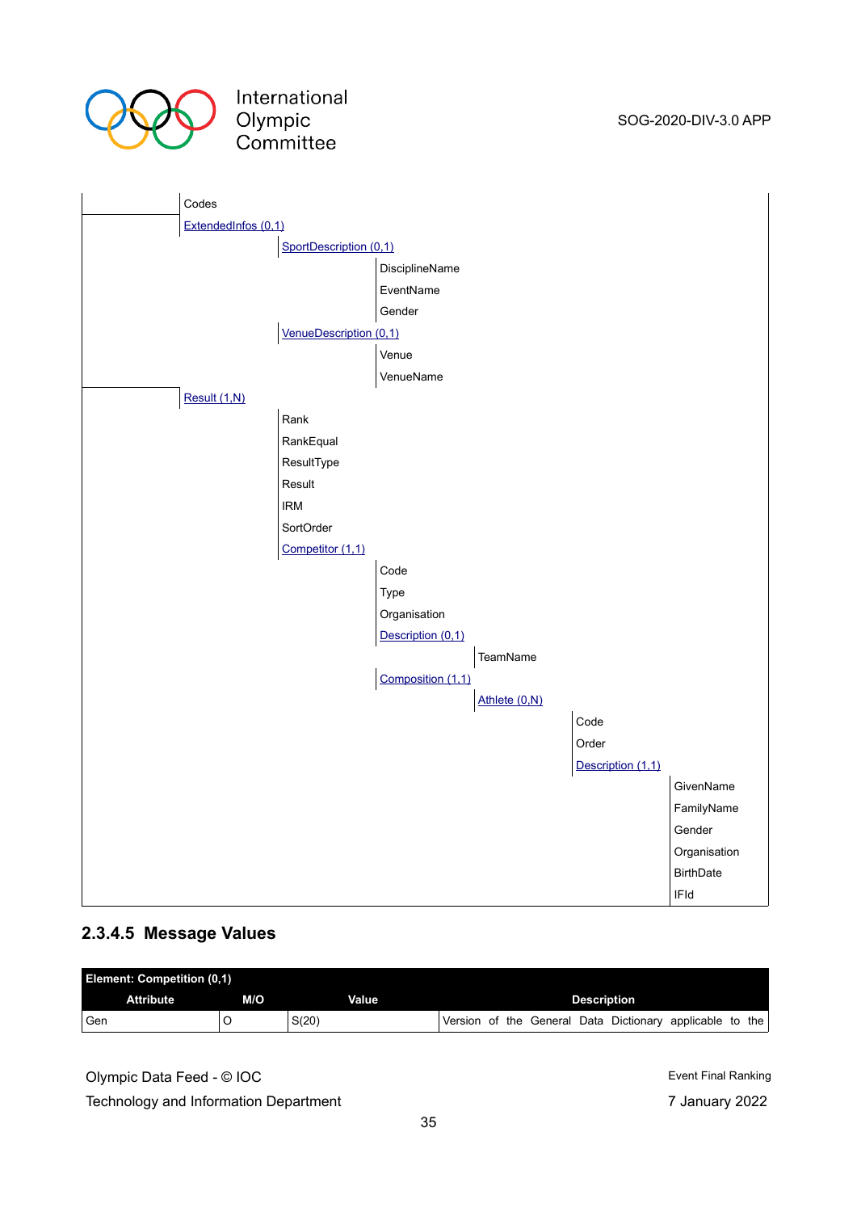| | | | | | | |
|---|---|---|---|---|---|---|
| | Codes | | | | | |
| | ExtendedInfos (0,1) | | | | | |
| | | SportDescription (0,1) | | | | |
| | | | DisciplineName | | | |
| | | | EventName | | | |
| | | | Gender | | | |
| | | VenueDescription (0,1) | | | | |
| | | | Venue | | | |
| | | | VenueName | | | |
| | Result (1,N) | | | | | |
| | | Rank | | | | |
| | | RankEqual | | | | |
| | | ResultType | | | | |
| | | Result | | | | |
| | | IRM | | | | |
| | | SortOrder | | | | |
| | | Competitor (1,1) | | | | |
| | | | Code | | | |
| | | | Type | | | |
| | | | Organisation | | | |
| | | | Description (0,1) | | | |
| | | | | TeamName | | |
| | | | Composition (1,1) | | | |
| | | | | Athlete (0,N) | | |
| | | | | | Code | |
| | | | | | Order | |
| | | | | | Description (1,1) | |
| | | | | | | GivenName |
| | | | | | | FamilyName |
| | | | | | | Gender |
| | | | | | | Organisation |
| | | | | | | BirthDate |
| | | | | | | IFId |

### 2.3.4.5 Message Values

| Element: Competition (0,1) | | | |
|---|---|---|---|
| **Attribute** | **M/O** | **Value** | **Description** |
| Gen | O | S(20) | Version of the General Data Dictionary applicable to the |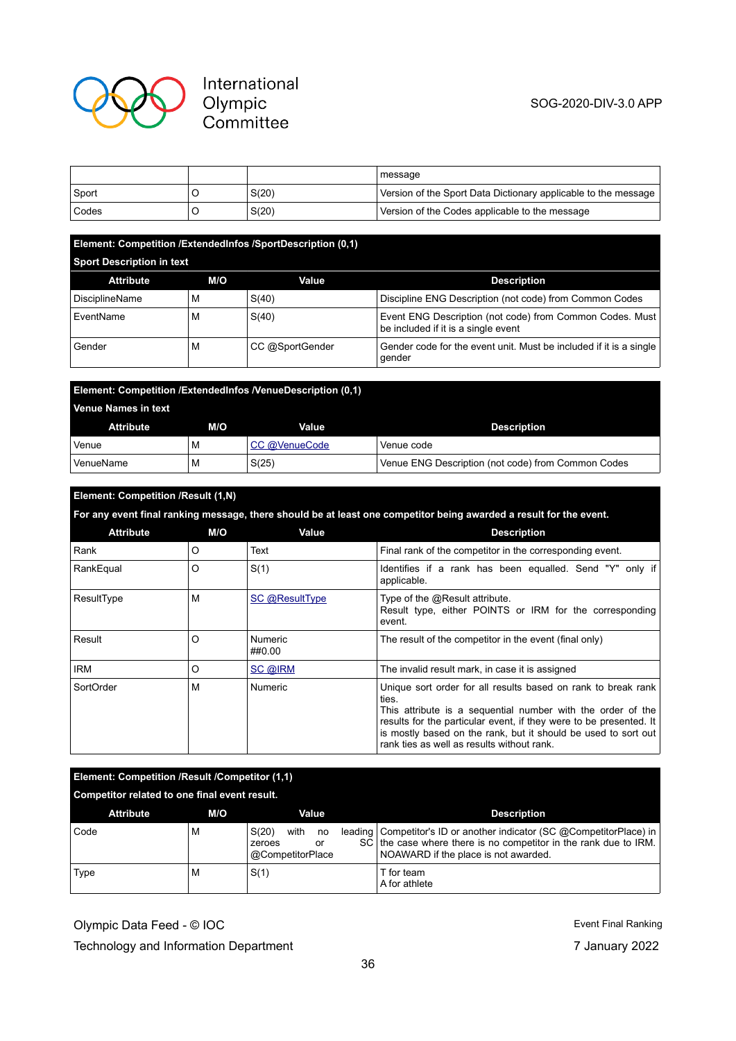| | | | message |
|---|---|---|---|
| Sport | O | S(20) | Version of the Sport Data Dictionary applicable to the message |
| Codes | O | S(20) | Version of the Codes applicable to the message |

**Element: Competition /ExtendedInfos /SportDescription (0,1)**

**Sport Description in text**

| Attribute | M/O | Value | Description |
|---|---|---|---|
| DisciplineName | M | S(40) | Discipline ENG Description (not code) from Common Codes |
| EventName | M | S(40) | Event ENG Description (not code) from Common Codes. Must be included if it is a single event |
| Gender | M | CC @SportGender | Gender code for the event unit. Must be included if it is a single gender |

**Element: Competition /ExtendedInfos /VenueDescription (0,1)**

**Venue Names in text**

| Attribute | M/O | Value | Description |
|---|---|---|---|
| Venue | M | CC @VenueCode | Venue code |
| VenueName | M | S(25) | Venue ENG Description (not code) from Common Codes |

**Element: Competition /Result (1,N)**

**For any event final ranking message, there should be at least one competitor being awarded a result for the event.**

| Attribute | M/O | Value | Description |
|---|---|---|---|
| Rank | O | Text | Final rank of the competitor in the corresponding event. |
| RankEqual | O | S(1) | Identifies if a rank has been equalled. Send "Y" only if applicable. |
| ResultType | M | SC @ResultType | Type of the @Result attribute.<br>Result type, either POINTS or IRM for the corresponding event. |
| Result | O | Numeric ##0.00 | The result of the competitor in the event (final only) |
| IRM | O | SC @IRM | The invalid result mark, in case it is assigned |
| SortOrder | M | Numeric | Unique sort order for all results based on rank to break rank ties.<br>This attribute is a sequential number with the order of the results for the particular event, if they were to be presented. It is mostly based on the rank, but it should be used to sort out rank ties as well as results without rank. |

**Element: Competition /Result /Competitor (1,1)**

**Competitor related to one final event result.**

| Attribute | M/O | Value | Description |
|---|---|---|---|
| Code | M | S(20) with no leading zeroes or SC @CompetitorPlace | Competitor's ID or another indicator (SC @CompetitorPlace) in the case where there is no competitor in the rank due to IRM. NOAWARD if the place is not awarded. |
| Type | M | S(1) | T for team<br>A for athlete |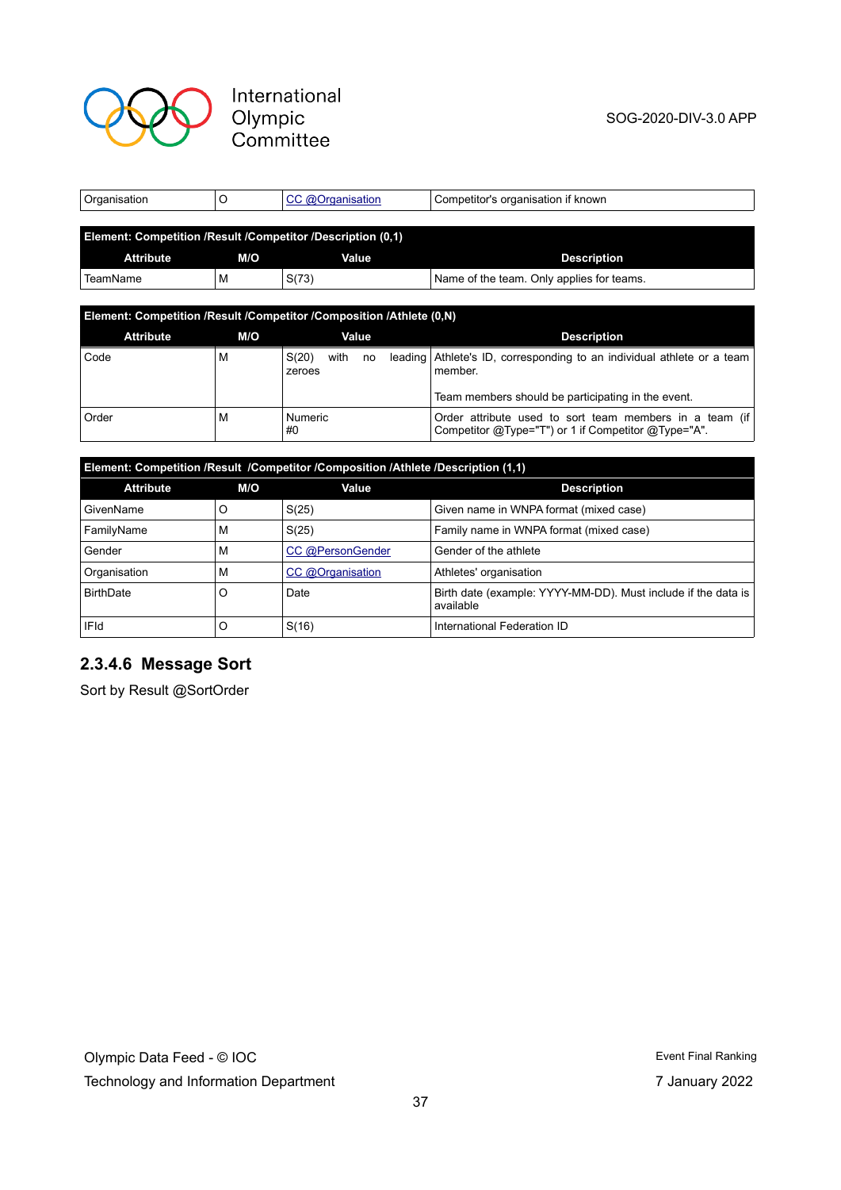| Organisation | O | CC @Organisation | Competitor's organisation if known |
|---|---|---|---|

| Element: Competition /Result /Competitor /Description (0,1) | | | |
|---|---|---|---|
| **Attribute** | **M/O** | **Value** | **Description** |
| TeamName | M | S(73) | Name of the team. Only applies for teams. |

| Element: Competition /Result /Competitor /Composition /Athlete (0,N) | | | |
|---|---|---|---|
| **Attribute** | **M/O** | **Value** | **Description** |
| Code | M | S(20) with no leading zeroes | Athlete's ID, corresponding to an individual athlete or a team member.<br><br>Team members should be participating in the event. |
| Order | M | Numeric #0 | Order attribute used to sort team members in a team (if Competitor @Type="T") or 1 if Competitor @Type="A". |

| Element: Competition /Result /Competitor /Composition /Athlete /Description (1,1) | | | |
|---|---|---|---|
| **Attribute** | **M/O** | **Value** | **Description** |
| GivenName | O | S(25) | Given name in WNPA format (mixed case) |
| FamilyName | M | S(25) | Family name in WNPA format (mixed case) |
| Gender | M | CC @PersonGender | Gender of the athlete |
| Organisation | M | CC @Organisation | Athletes' organisation |
| BirthDate | O | Date | Birth date (example: YYYY-MM-DD). Must include if the data is available |
| IFId | O | S(16) | International Federation ID |

### 2.3.4.6 Message Sort

Sort by Result @SortOrder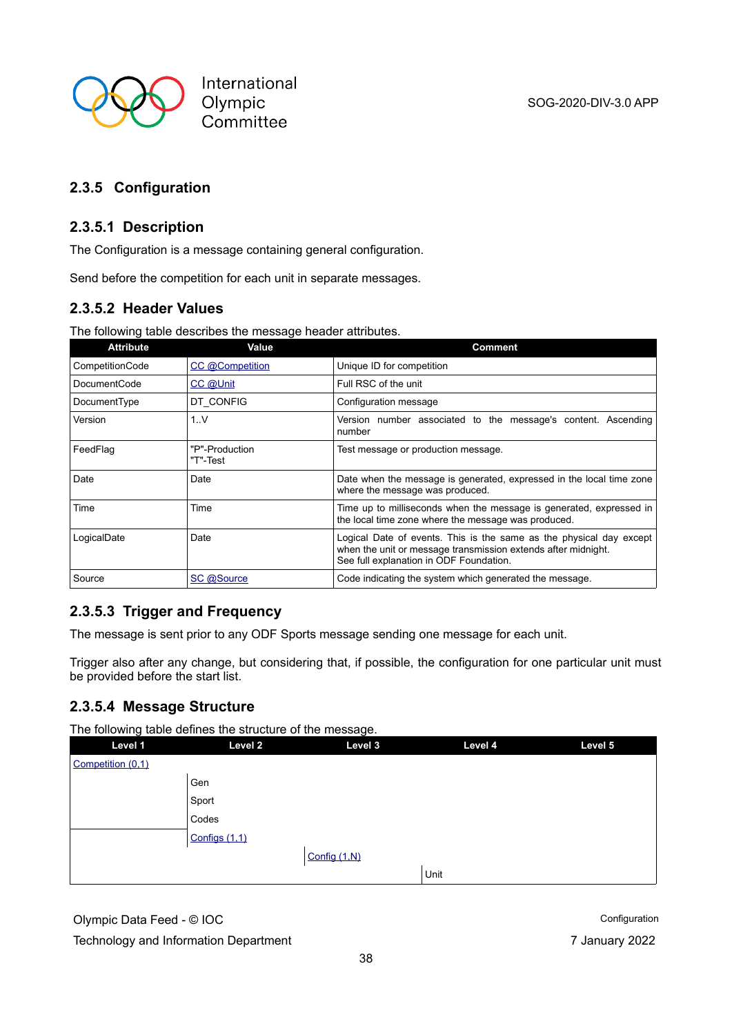### 2.3.5 Configuration

#### 2.3.5.1 Description

The Configuration is a message containing general configuration.

Send before the competition for each unit in separate messages.

#### 2.3.5.2 Header Values

The following table describes the message header attributes.

| Attribute | Value | Comment |
|---|---|---|
| CompetitionCode | CC @Competition | Unique ID for competition |
| DocumentCode | CC @Unit | Full RSC of the unit |
| DocumentType | DT_CONFIG | Configuration message |
| Version | 1..V | Version number associated to the message's content. Ascending number |
| FeedFlag | "P"-Production "T"-Test | Test message or production message. |
| Date | Date | Date when the message is generated, expressed in the local time zone where the message was produced. |
| Time | Time | Time up to milliseconds when the message is generated, expressed in the local time zone where the message was produced. |
| LogicalDate | Date | Logical Date of events. This is the same as the physical day except when the unit or message transmission extends after midnight. See full explanation in ODF Foundation. |
| Source | SC @Source | Code indicating the system which generated the message. |

#### 2.3.5.3 Trigger and Frequency

The message is sent prior to any ODF Sports message sending one message for each unit.

Trigger also after any change, but considering that, if possible, the configuration for one particular unit must be provided before the start list.

#### 2.3.5.4 Message Structure

The following table defines the structure of the message.

| Level 1 | Level 2 | Level 3 | Level 4 | Level 5 |
|---|---|---|---|---|
| Competition (0,1) | | | | |
| | Gen | | | |
| | Sport | | | |
| | Codes | | | |
| | Configs (1,1) | | | |
| | | Config (1,N) | | |
| | | | Unit | |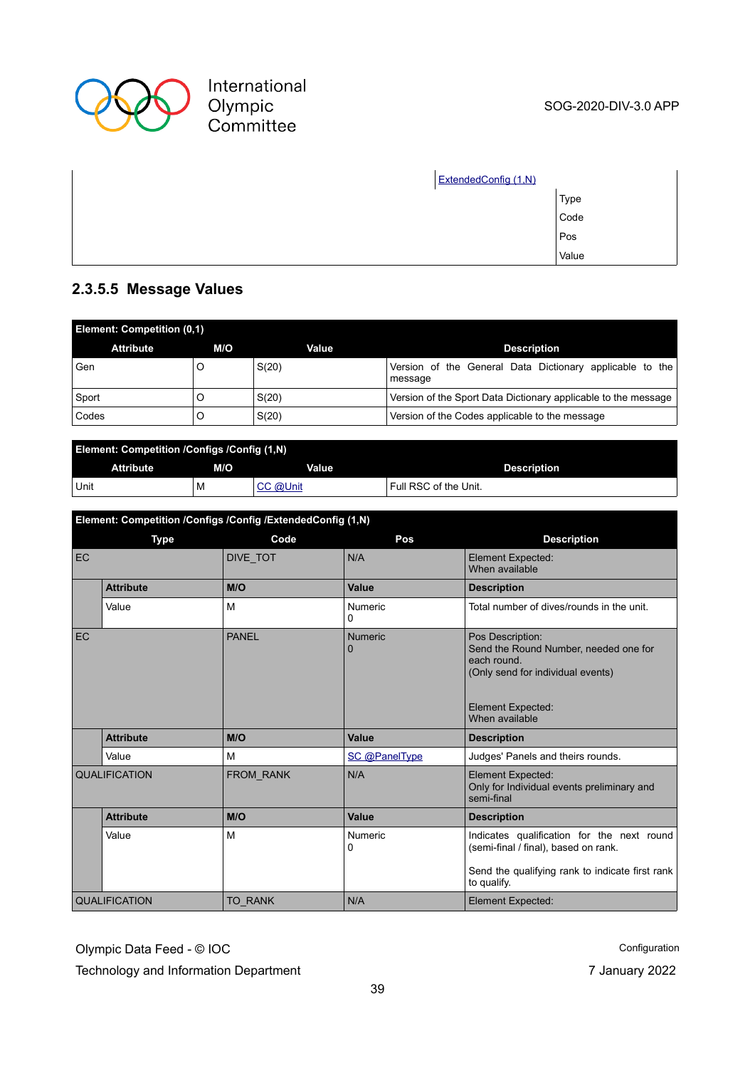| | | ExtendedConfig (1,N) | |
|---|---|---|---|
| | | | Type |
| | | | Code |
| | | | Pos |
| | | | Value |

### 2.3.5.5 Message Values

| Element: Competition (0,1) | | | |
|---|---|---|---|
| **Attribute** | **M/O** | **Value** | **Description** |
| Gen | O | S(20) | Version of the General Data Dictionary applicable to the message |
| Sport | O | S(20) | Version of the Sport Data Dictionary applicable to the message |
| Codes | O | S(20) | Version of the Codes applicable to the message |

| Element: Competition /Configs /Config (1,N) | | | |
|---|---|---|---|
| **Attribute** | **M/O** | **Value** | **Description** |
| Unit | M | CC @Unit | Full RSC of the Unit. |

| Element: Competition /Configs /Config /ExtendedConfig (1,N) | | | | |
|---|---|---|---|---|
| **Type** | | **Code** | **Pos** | **Description** |
| EC | | DIVE_TOT | N/A | Element Expected:<br>When available |
| | **Attribute** | **M/O** | **Value** | **Description** |
| | Value | M | Numeric<br>0 | Total number of dives/rounds in the unit. |
| EC | | PANEL | Numeric<br>0 | Pos Description:<br>Send the Round Number, needed one for each round.<br>(Only send for individual events)<br><br>Element Expected:<br>When available |
| | **Attribute** | **M/O** | **Value** | **Description** |
| | Value | M | SC @PanelType | Judges' Panels and theirs rounds. |
| QUALIFICATION | | FROM_RANK | N/A | Element Expected:<br>Only for Individual events preliminary and semi-final |
| | **Attribute** | **M/O** | **Value** | **Description** |
| | Value | M | Numeric<br>0 | Indicates qualification for the next round (semi-final / final), based on rank.<br><br>Send the qualifying rank to indicate first rank to qualify. |
| QUALIFICATION | | TO_RANK | N/A | Element Expected: |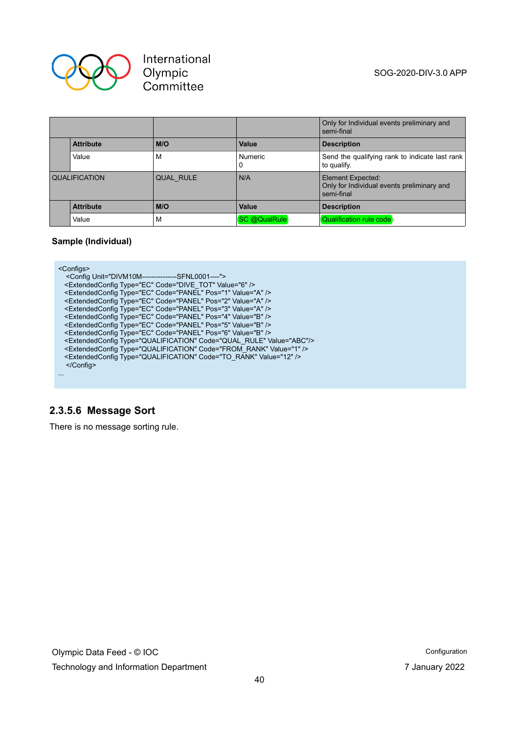| | | | Only for Individual events preliminary and semi-final |
|---|---|---|---|
| | Attribute | M/O | Value | Description |
| | Value | M | Numeric<br>0 | Send the qualifying rank to indicate last rank to qualify. |
| QUALIFICATION | QUAL_RULE | N/A | Element Expected:<br>Only for Individual events preliminary and semi-final |
| | Attribute | M/O | Value | Description |
| | Value | M | SC @QualRule | Qualification rule code |

**Sample (Individual)**

```
<Configs>
  <Config Unit="DIVM10M---------------SFNL0001----">
  <ExtendedConfig Type="EC" Code="DIVE_TOT" Value="6" />
  <ExtendedConfig Type="EC" Code="PANEL" Pos="1" Value="A" />
  <ExtendedConfig Type="EC" Code="PANEL" Pos="2" Value="A" />
  <ExtendedConfig Type="EC" Code="PANEL" Pos="3" Value="A" />
  <ExtendedConfig Type="EC" Code="PANEL" Pos="4" Value="B" />
  <ExtendedConfig Type="EC" Code="PANEL" Pos="5" Value="B" />
  <ExtendedConfig Type="EC" Code="PANEL" Pos="6" Value="B" />
  <ExtendedConfig Type="QUALIFICATION" Code="QUAL_RULE" Value="ABC"/>
  <ExtendedConfig Type="QUALIFICATION" Code="FROM_RANK" Value="1" />
  <ExtendedConfig Type="QUALIFICATION" Code="TO_RANK" Value="12" />
  </Config>
...
```

### 2.3.5.6 Message Sort

There is no message sorting rule.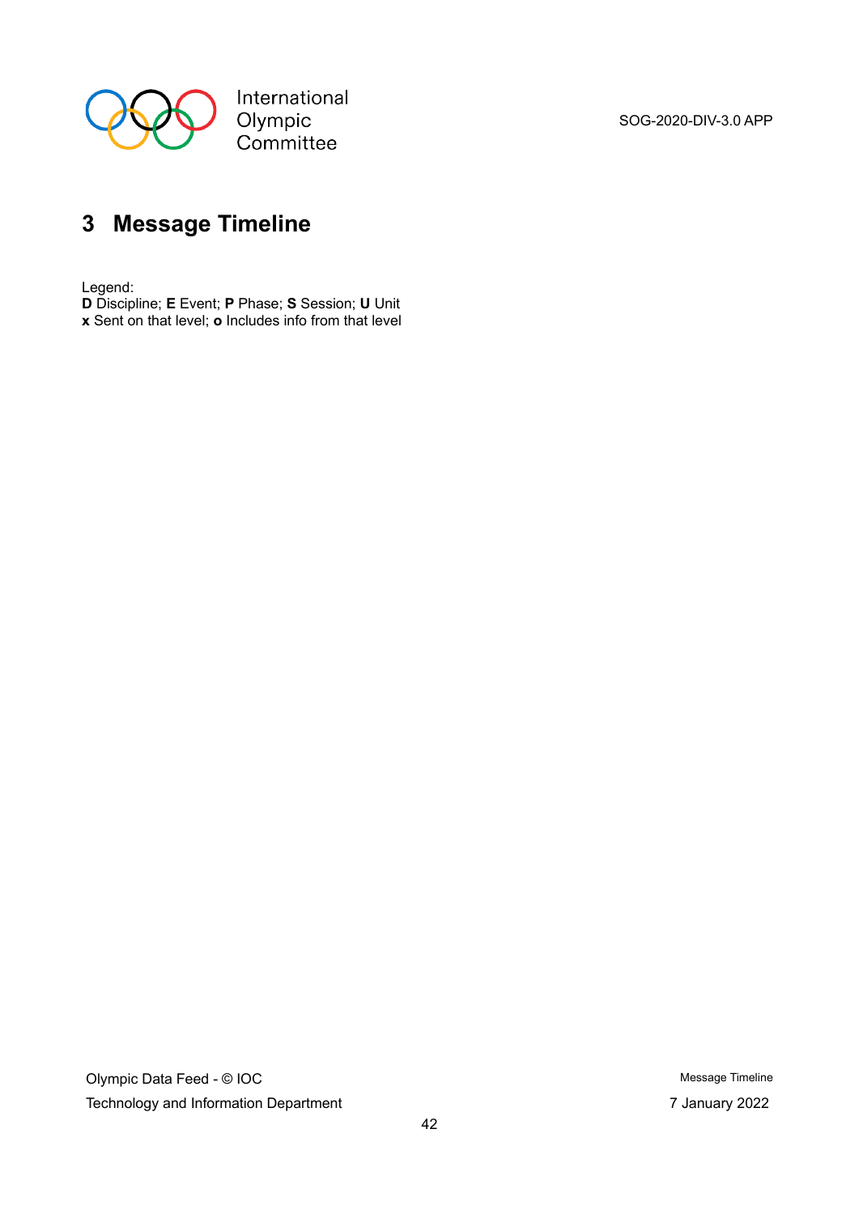# 3 Message Timeline

Legend:
**D** Discipline; **E** Event; **P** Phase; **S** Session; **U** Unit
**x** Sent on that level; **o** Includes info from that level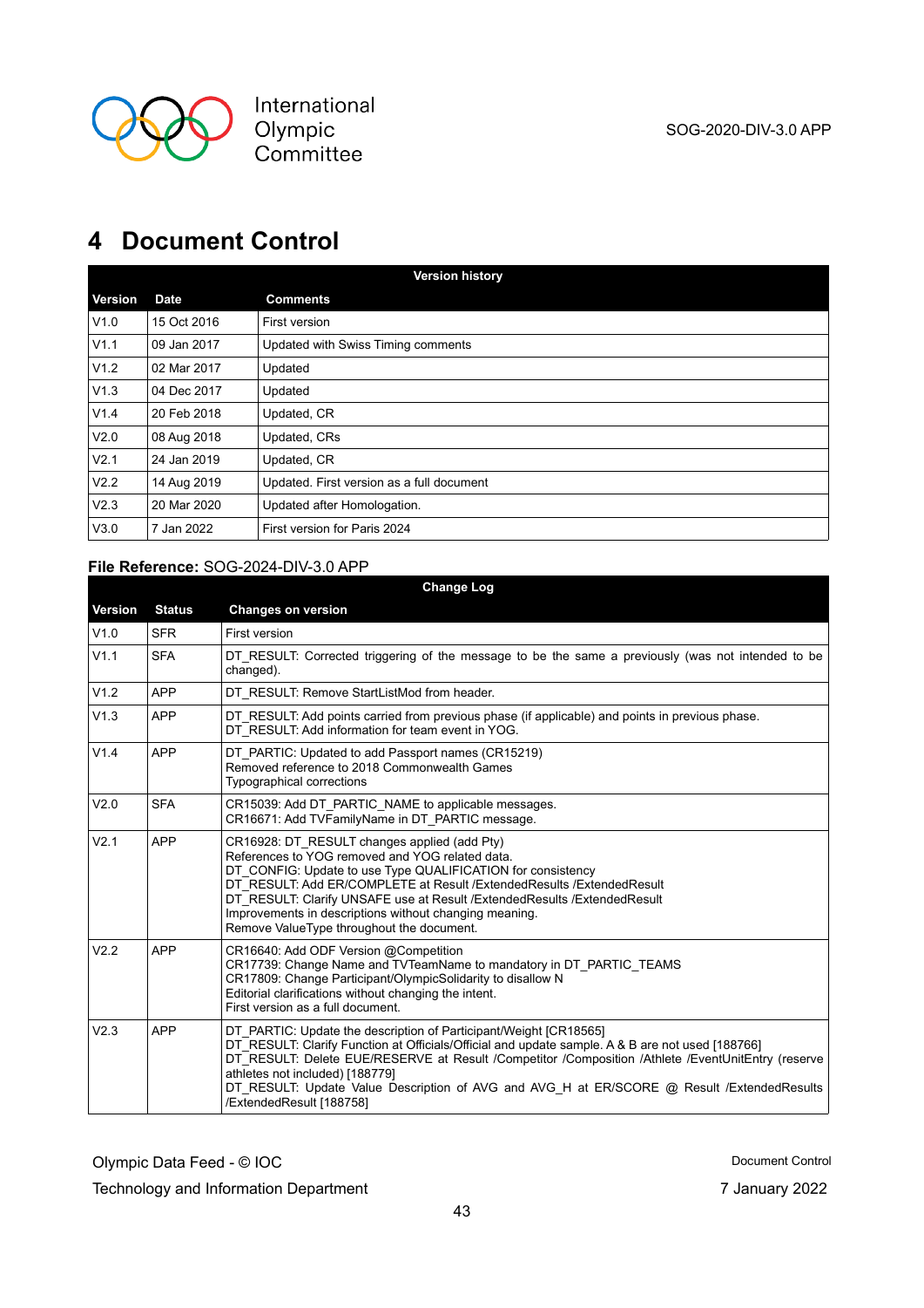# 4 Document Control

| Version history | | |
|---|---|---|
| **Version** | **Date** | **Comments** |
| V1.0 | 15 Oct 2016 | First version |
| V1.1 | 09 Jan 2017 | Updated with Swiss Timing comments |
| V1.2 | 02 Mar 2017 | Updated |
| V1.3 | 04 Dec 2017 | Updated |
| V1.4 | 20 Feb 2018 | Updated, CR |
| V2.0 | 08 Aug 2018 | Updated, CRs |
| V2.1 | 24 Jan 2019 | Updated, CR |
| V2.2 | 14 Aug 2019 | Updated. First version as a full document |
| V2.3 | 20 Mar 2020 | Updated after Homologation. |
| V3.0 | 7 Jan 2022 | First version for Paris 2024 |

**File Reference:** SOG-2024-DIV-3.0 APP

| Change Log | | |
|---|---|---|
| **Version** | **Status** | **Changes on version** |
| V1.0 | SFR | First version |
| V1.1 | SFA | DT_RESULT: Corrected triggering of the message to be the same a previously (was not intended to be changed). |
| V1.2 | APP | DT_RESULT: Remove StartListMod from header. |
| V1.3 | APP | DT_RESULT: Add points carried from previous phase (if applicable) and points in previous phase.<br>DT_RESULT: Add information for team event in YOG. |
| V1.4 | APP | DT_PARTIC: Updated to add Passport names (CR15219)<br>Removed reference to 2018 Commonwealth Games<br>Typographical corrections |
| V2.0 | SFA | CR15039: Add DT_PARTIC_NAME to applicable messages.<br>CR16671: Add TVFamilyName in DT_PARTIC message. |
| V2.1 | APP | CR16928: DT_RESULT changes applied (add Pty)<br>References to YOG removed and YOG related data.<br>DT_CONFIG: Update to use Type QUALIFICATION for consistency<br>DT_RESULT: Add ER/COMPLETE at Result /ExtendedResults /ExtendedResult<br>DT_RESULT: Clarify UNSAFE use at Result /ExtendedResults /ExtendedResult<br>Improvements in descriptions without changing meaning.<br>Remove ValueType throughout the document. |
| V2.2 | APP | CR16640: Add ODF Version @Competition<br>CR17739: Change Name and TVTeamName to mandatory in DT_PARTIC_TEAMS<br>CR17809: Change Participant/OlympicSolidarity to disallow N<br>Editorial clarifications without changing the intent.<br>First version as a full document. |
| V2.3 | APP | DT_PARTIC: Update the description of Participant/Weight [CR18565]<br>DT_RESULT: Clarify Function at Officials/Official and update sample. A & B are not used [188766]<br>DT_RESULT: Delete EUE/RESERVE at Result /Competitor /Composition /Athlete /EventUnitEntry (reserve athletes not included) [188779]<br>DT_RESULT: Update Value Description of AVG and AVG_H at ER/SCORE @ Result /ExtendedResults /ExtendedResult [188758] |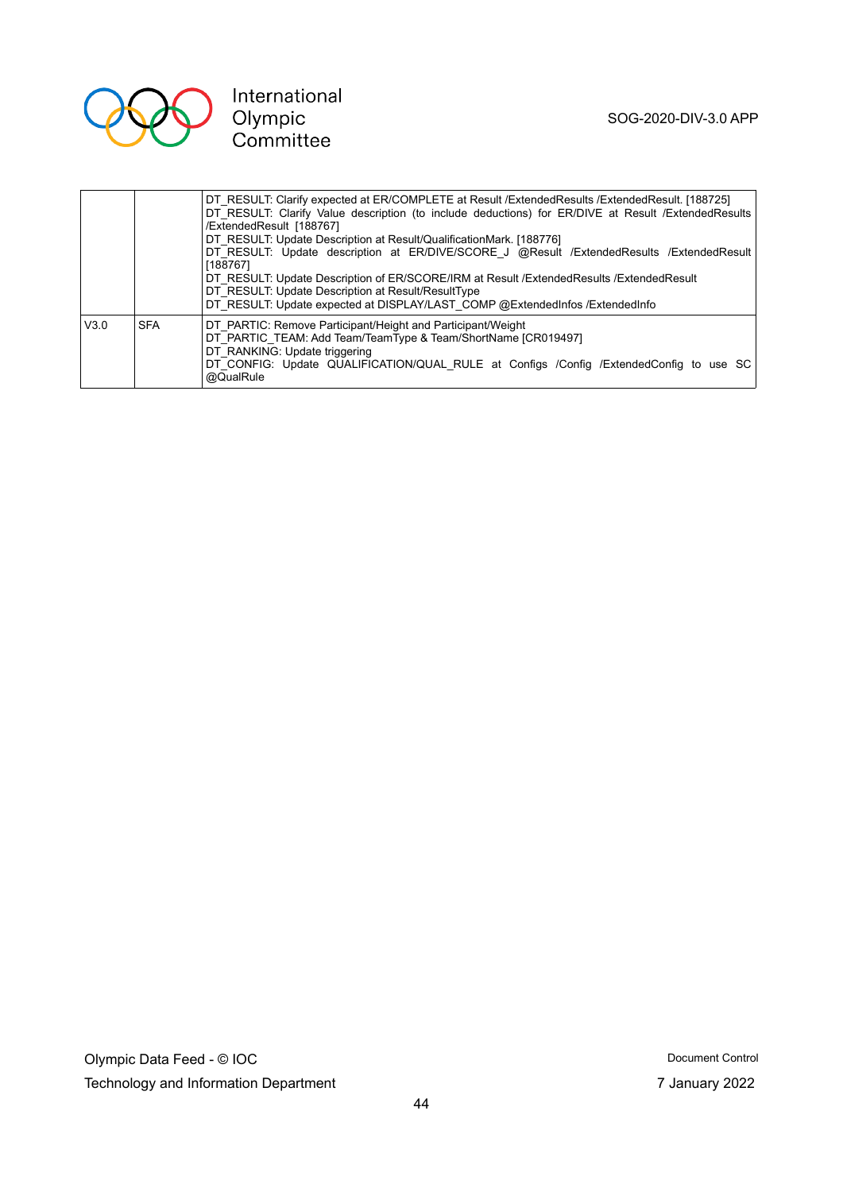| | | |
|---|---|---|
| | | DT_RESULT: Clarify expected at ER/COMPLETE at Result /ExtendedResults /ExtendedResult. [188725]<br>DT_RESULT: Clarify Value description (to include deductions) for ER/DIVE at Result /ExtendedResults /ExtendedResult [188767]<br>DT_RESULT: Update Description at Result/QualificationMark. [188776]<br>DT_RESULT: Update description at ER/DIVE/SCORE_J @Result /ExtendedResults /ExtendedResult [188767]<br>DT_RESULT: Update Description of ER/SCORE/IRM at Result /ExtendedResults /ExtendedResult<br>DT_RESULT: Update Description at Result/ResultType<br>DT_RESULT: Update expected at DISPLAY/LAST_COMP @ExtendedInfos /ExtendedInfo |
| V3.0 | SFA | DT_PARTIC: Remove Participant/Height and Participant/Weight<br>DT_PARTIC_TEAM: Add Team/TeamType & Team/ShortName [CR019497]<br>DT_RANKING: Update triggering<br>DT_CONFIG: Update QUALIFICATION/QUAL_RULE at Configs /Config /ExtendedConfig to use SC @QualRule |